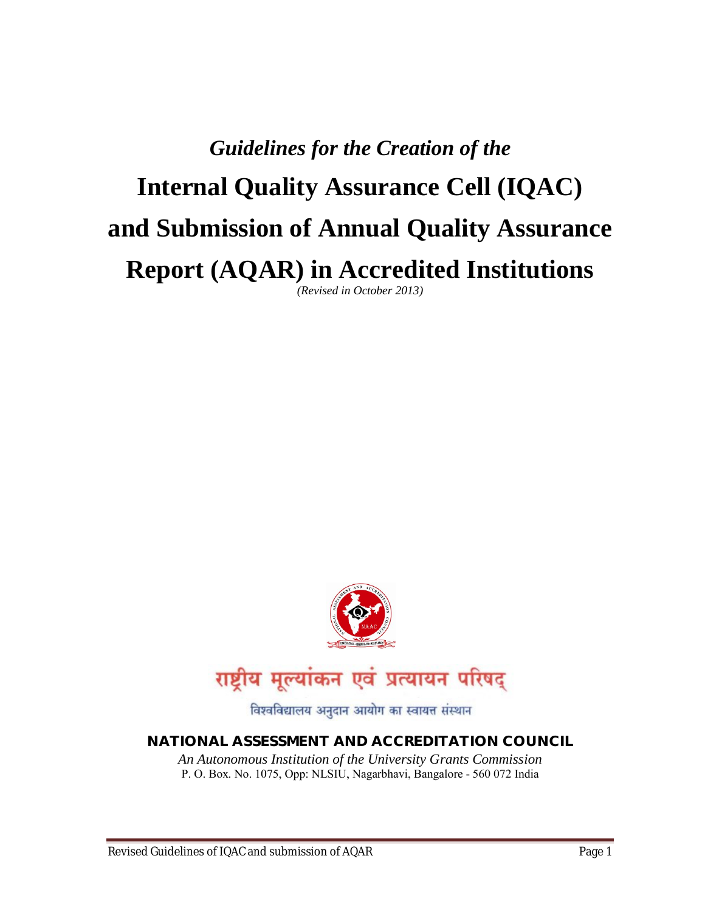*Guidelines for the Creation of the*

# Internal Quality Assurance Cell (IQAC) and Submission of Annual Quality Assurance Report (AQAR) in Accredited Institutions

*(Revised in October 2013)*

राष्ट्रीय मूल्यांकन एवं प्रत्यायन परिषद्

विश्वविद्यालय अनुदान आयोग का स्वायत्त संस्थान

**NATIONAL ASSESSMENT AND ACCREDITATION COUNCIL**

*An Autonomous Institution of the University Grants Commission*

P. O. Box. No. 1075, Opp: NLSIU, Nagarbhavi, Bangalore - 560 072 India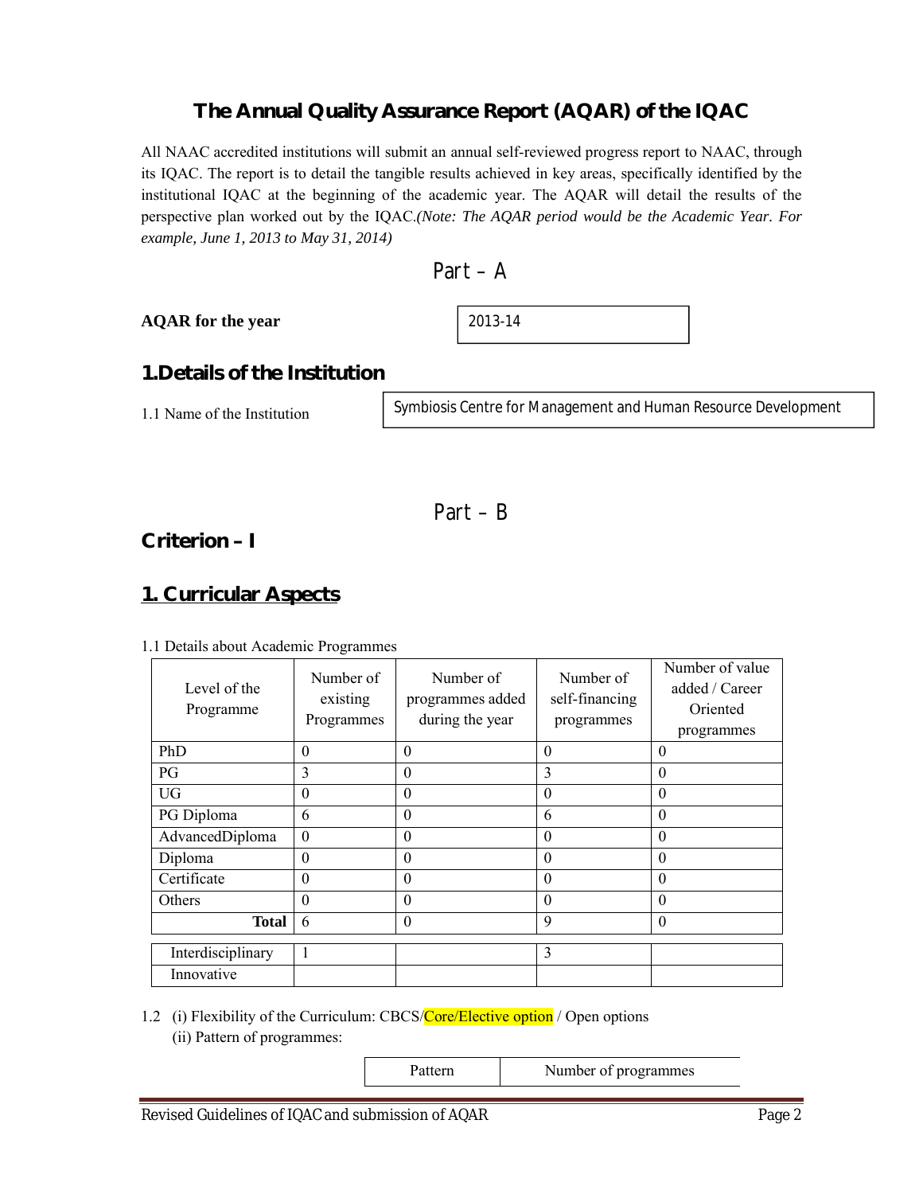# The Annual Quality Assurance Report (AQAR) of the IQAC

All NAAC accredited institutions will submit an annual self-reviewed progress report to NAAC, through its IQAC. The report is to detail the tangible results achieved in key areas, specifically identified by the institutional IQAC at the beginning of the academic year. The AQAR will detail the results of the perspective plan worked out by the IQAC.*(Note: The AQAR period would be the Academic Year. For example, June 1, 2013 to May 31, 2014)*

## Part – A

**AQAR for the year** 2013-14

## 1.Details of the Institution

1.1 Name of the Institution: Symbiosis Centre for Management and Human Resource Development

## Part – B

## Criterion – I

## 1. Curricular Aspects

1.1 Details about Academic Programmes

| Level of the Programme | Number of existing Programmes | Number of programmes added during the year | Number of self-financing programmes | Number of value added / Career Oriented programmes |
|---|---|---|---|---|
| PhD | 0 | 0 | 0 | 0 |
| PG | 3 | 0 | 3 | 0 |
| UG | 0 | 0 | 0 | 0 |
| PG Diploma | 6 | 0 | 6 | 0 |
| AdvancedDiploma | 0 | 0 | 0 | 0 |
| Diploma | 0 | 0 | 0 | 0 |
| Certificate | 0 | 0 | 0 | 0 |
| Others | 0 | 0 | 0 | 0 |
| **Total** | 6 | 0 | 9 | 0 |
| Interdisciplinary | 1 | | 3 | |
| Innovative | | | | |

1.2 (i) Flexibility of the Curriculum: CBCS/Core/Elective option / Open options

(ii) Pattern of programmes:

| Pattern | Number of programmes |
|---|---|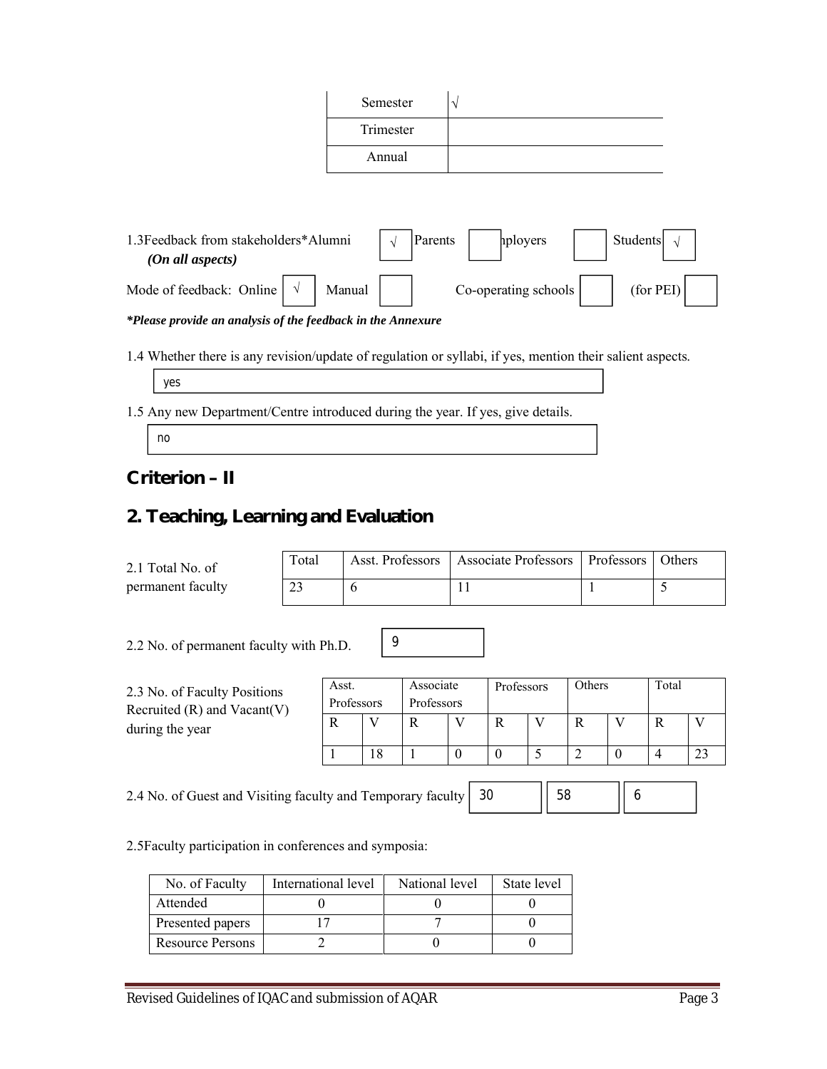| Semester | √ |
|---|---|
| Trimester | |
| Annual | |

1.3Feedback from stakeholders*Alumni √ Parents ☐ nployers ☐ Students √
*(On all aspects)*

Mode of feedback: Online √ Manual ☐ Co-operating schools ☐ (for PEI) ☐

***Please provide an analysis of the feedback in the Annexure***

1.4 Whether there is any revision/update of regulation or syllabi, if yes, mention their salient aspects.

yes

1.5 Any new Department/Centre introduced during the year. If yes, give details.

no

## Criterion – II

## 2. Teaching, Learning and Evaluation

2.1 Total No. of permanent faculty

| Total | Asst. Professors | Associate Professors | Professors | Others |
|---|---|---|---|---|
| 23 | 6 | 11 | 1 | 5 |

2.2 No. of permanent faculty with Ph.D. 9

2.3 No. of Faculty Positions Recruited (R) and Vacant(V) during the year

| Asst. Professors | | Associate Professors | | Professors | | Others | | Total | |
|---|---|---|---|---|---|---|---|---|---|
| R | V | R | V | R | V | R | V | R | V |
| 1 | 18 | 1 | 0 | 0 | 5 | 2 | 0 | 4 | 23 |

2.4 No. of Guest and Visiting faculty and Temporary faculty 30 58 6

2.5Faculty participation in conferences and symposia:

| No. of Faculty | International level | National level | State level |
|---|---|---|---|
| Attended | 0 | 0 | 0 |
| Presented papers | 17 | 7 | 0 |
| Resource Persons | 2 | 0 | 0 |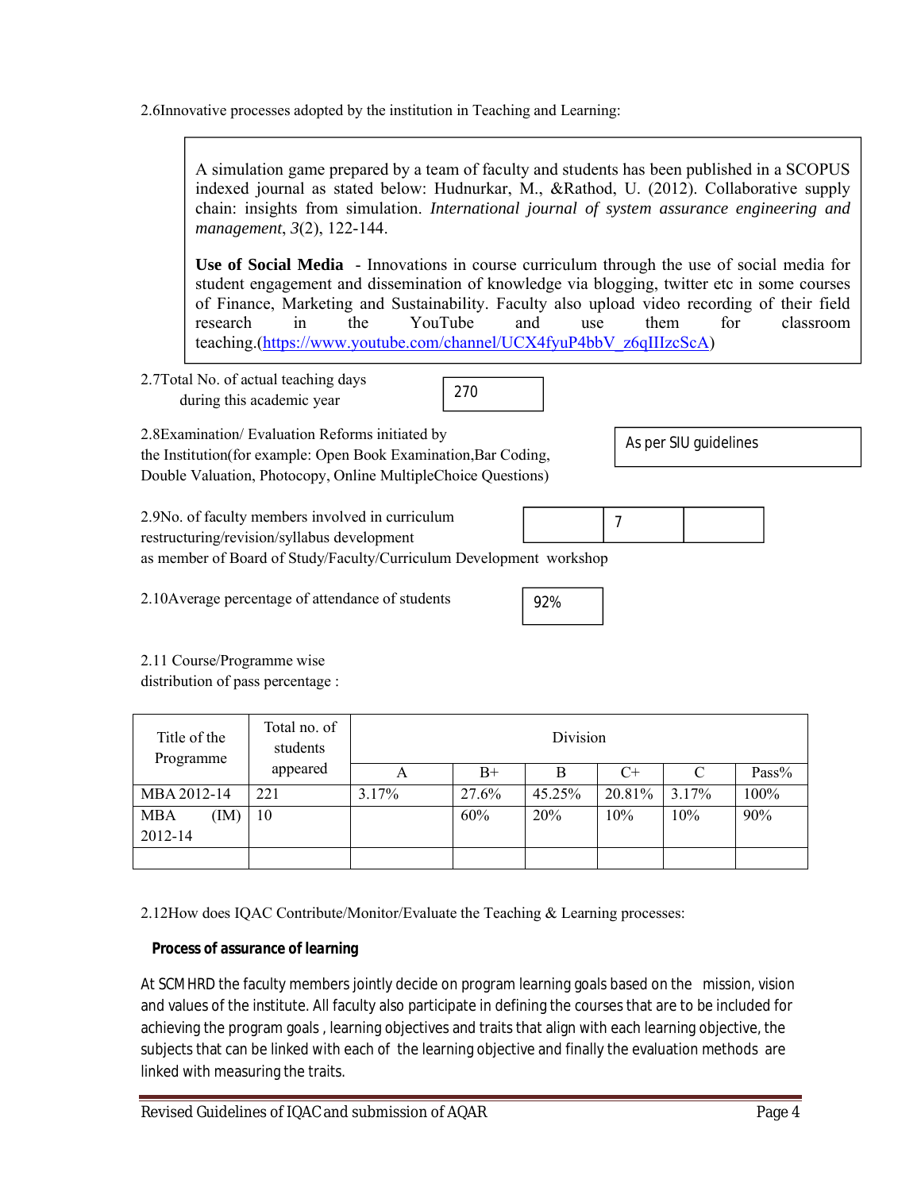2.6Innovative processes adopted by the institution in Teaching and Learning:

A simulation game prepared by a team of faculty and students has been published in a SCOPUS indexed journal as stated below: Hudnurkar, M., &Rathod, U. (2012). Collaborative supply chain: insights from simulation. *International journal of system assurance engineering and management*, *3*(2), 122-144.

**Use of Social Media** - Innovations in course curriculum through the use of social media for student engagement and dissemination of knowledge via blogging, twitter etc in some courses of Finance, Marketing and Sustainability. Faculty also upload video recording of their field research in the YouTube and use them for classroom teaching.(https://www.youtube.com/channel/UCX4fyuP4bbV_z6qIIIzcScA)

2.7Total No. of actual teaching days during this academic year: 270

2.8Examination/ Evaluation Reforms initiated by the Institution(for example: Open Book Examination,Bar Coding, Double Valuation, Photocopy, Online MultipleChoice Questions): As per SIU guidelines

2.9No. of faculty members involved in curriculum restructuring/revision/syllabus development as member of Board of Study/Faculty/Curriculum Development workshop: 7

2.10Average percentage of attendance of students: 92%

2.11 Course/Programme wise distribution of pass percentage :

| Title of the Programme | Total no. of students appeared | Division | | | | | |
|---|---|---|---|---|---|---|---|
| | | A | B+ | B | C+ | C | Pass% |
| MBA 2012-14 | 221 | 3.17% | 27.6% | 45.25% | 20.81% | 3.17% | 100% |
| MBA (IM) 2012-14 | 10 | | 60% | 20% | 10% | 10% | 90% |
| | | | | | | | |

2.12How does IQAC Contribute/Monitor/Evaluate the Teaching & Learning processes:

***Process of assurance of learning***

At SCMHRD the faculty members jointly decide on program learning goals based on the mission, vision and values of the institute. All faculty also participate in defining the courses that are to be included for achieving the program goals , learning objectives and traits that align with each learning objective, the subjects that can be linked with each of the learning objective and finally the evaluation methods are linked with measuring the traits.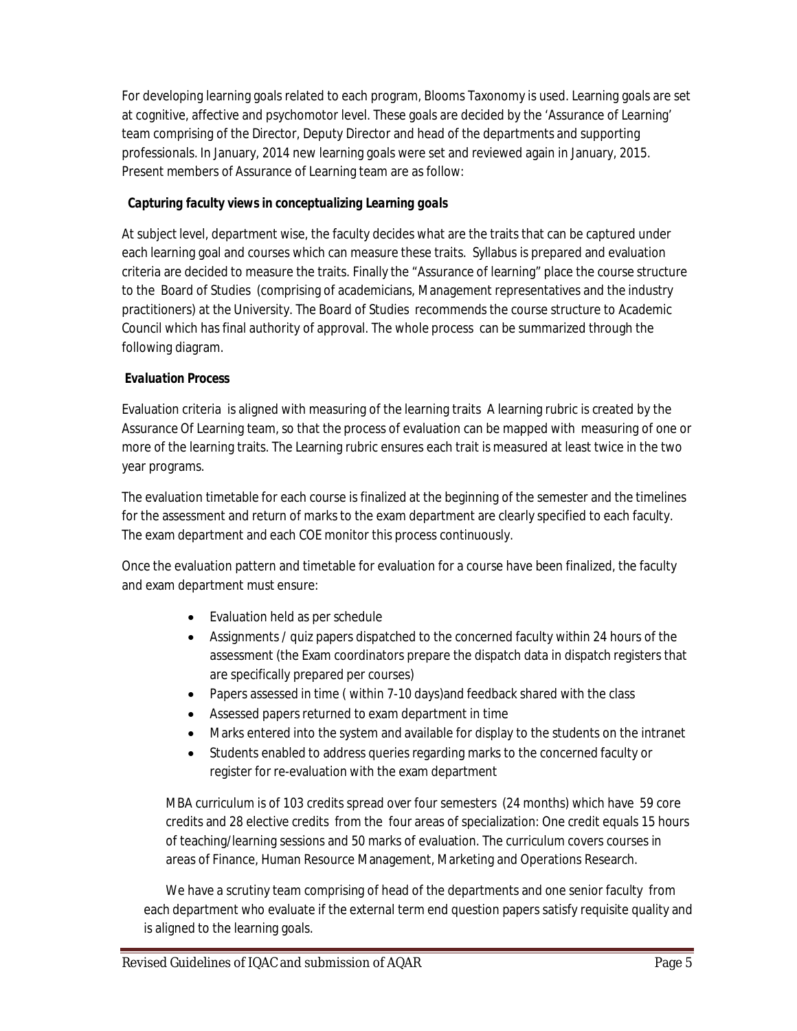For developing learning goals related to each program, Blooms Taxonomy is used. Learning goals are set at cognitive, affective and psychomotor level. These goals are decided by the 'Assurance of Learning' team comprising of the Director, Deputy Director and head of the departments and supporting professionals. In January, 2014 new learning goals were set and reviewed again in January, 2015. Present members of Assurance of Learning team are as follow:

***Capturing faculty views in conceptualizing Learning goals***

At subject level, department wise, the faculty decides what are the traits that can be captured under each learning goal and courses which can measure these traits. Syllabus is prepared and evaluation criteria are decided to measure the traits. Finally the "Assurance of learning" place the course structure to the Board of Studies (comprising of academicians, Management representatives and the industry practitioners) at the University. The Board of Studies recommends the course structure to Academic Council which has final authority of approval. The whole process can be summarized through the following diagram.

***Evaluation Process***

Evaluation criteria is aligned with measuring of the learning traits A learning rubric is created by the Assurance Of Learning team, so that the process of evaluation can be mapped with measuring of one or more of the learning traits. The Learning rubric ensures each trait is measured at least twice in the two year programs.

The evaluation timetable for each course is finalized at the beginning of the semester and the timelines for the assessment and return of marks to the exam department are clearly specified to each faculty. The exam department and each COE monitor this process continuously.

Once the evaluation pattern and timetable for evaluation for a course have been finalized, the faculty and exam department must ensure:

- Evaluation held as per schedule
- Assignments / quiz papers dispatched to the concerned faculty within 24 hours of the assessment (the Exam coordinators prepare the dispatch data in dispatch registers that are specifically prepared per courses)
- Papers assessed in time ( within 7-10 days)and feedback shared with the class
- Assessed papers returned to exam department in time
- Marks entered into the system and available for display to the students on the intranet
- Students enabled to address queries regarding marks to the concerned faculty or register for re-evaluation with the exam department

MBA curriculum is of 103 credits spread over four semesters (24 months) which have 59 core credits and 28 elective credits from the four areas of specialization: One credit equals 15 hours of teaching/learning sessions and 50 marks of evaluation. The curriculum covers courses in areas of Finance, Human Resource Management, Marketing and Operations Research.

We have a scrutiny team comprising of head of the departments and one senior faculty from each department who evaluate if the external term end question papers satisfy requisite quality and is aligned to the learning goals.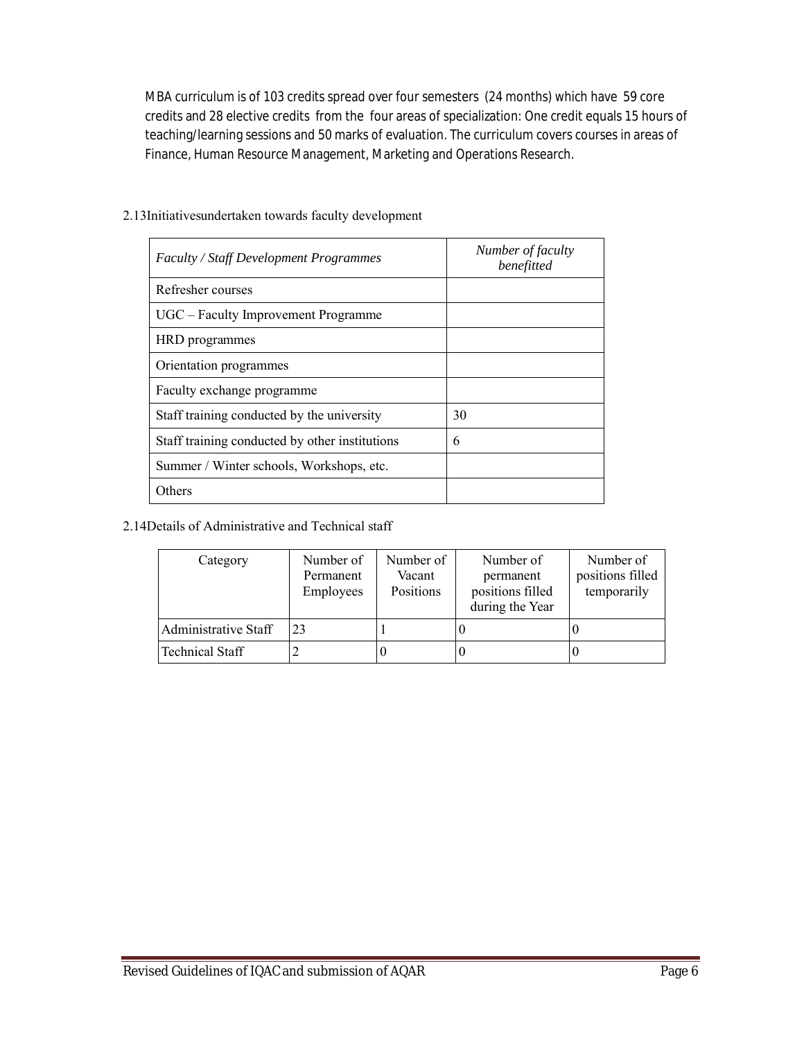MBA curriculum is of 103 credits spread over four semesters (24 months) which have 59 core credits and 28 elective credits from the four areas of specialization: One credit equals 15 hours of teaching/learning sessions and 50 marks of evaluation. The curriculum covers courses in areas of Finance, Human Resource Management, Marketing and Operations Research.

2.13Initiativesundertaken towards faculty development

| *Faculty / Staff Development Programmes* | *Number of faculty benefitted* |
|---|---|
| Refresher courses | |
| UGC – Faculty Improvement Programme | |
| HRD programmes | |
| Orientation programmes | |
| Faculty exchange programme | |
| Staff training conducted by the university | 30 |
| Staff training conducted by other institutions | 6 |
| Summer / Winter schools, Workshops, etc. | |
| Others | |

2.14Details of Administrative and Technical staff

| Category | Number of Permanent Employees | Number of Vacant Positions | Number of permanent positions filled during the Year | Number of positions filled temporarily |
|---|---|---|---|---|
| Administrative Staff | 23 | 1 | 0 | 0 |
| Technical Staff | 2 | 0 | 0 | 0 |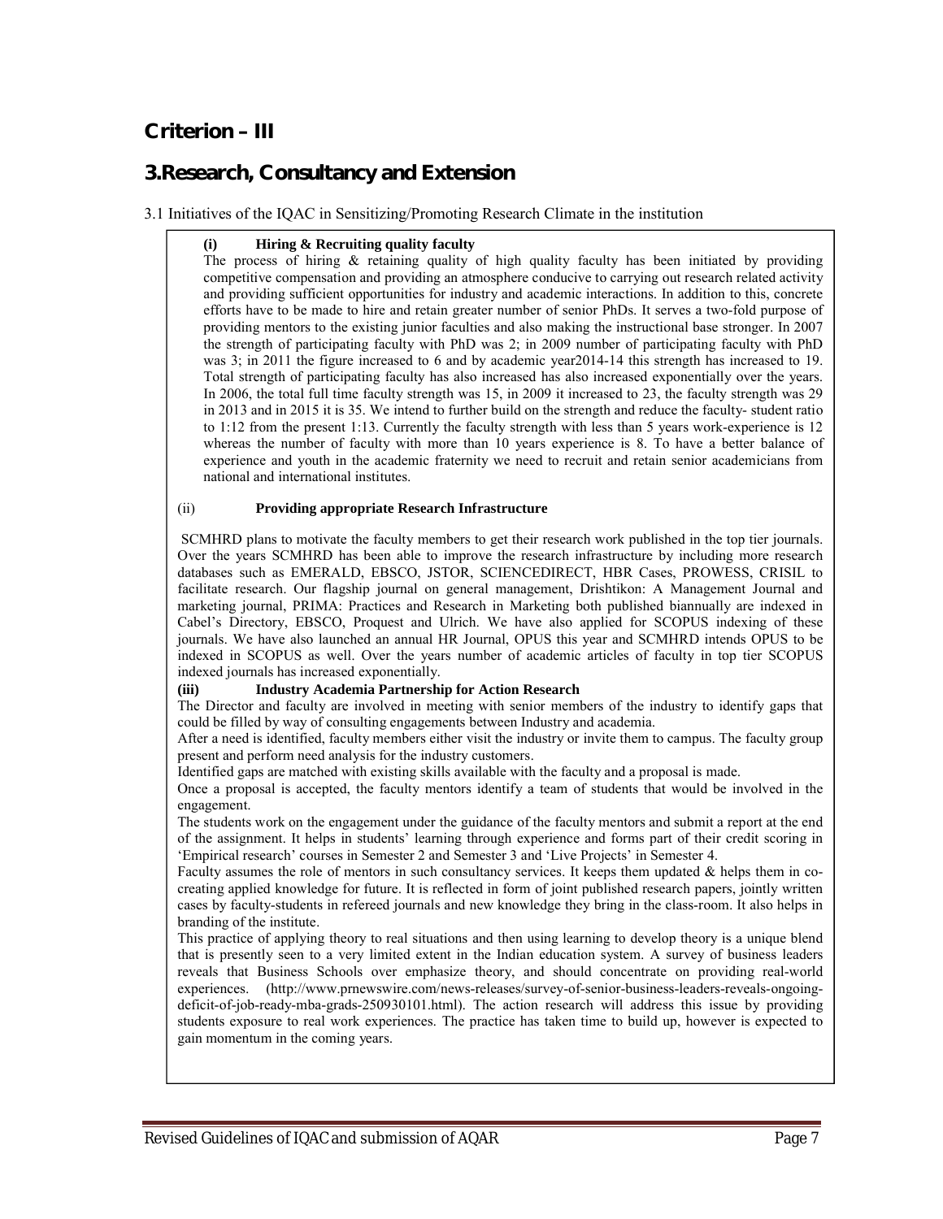## Criterion – III

## 3.Research, Consultancy and Extension

3.1 Initiatives of the IQAC in Sensitizing/Promoting Research Climate in the institution

**(i) Hiring & Recruiting quality faculty**

The process of hiring & retaining quality of high quality faculty has been initiated by providing competitive compensation and providing an atmosphere conducive to carrying out research related activity and providing sufficient opportunities for industry and academic interactions. In addition to this, concrete efforts have to be made to hire and retain greater number of senior PhDs. It serves a two-fold purpose of providing mentors to the existing junior faculties and also making the instructional base stronger. In 2007 the strength of participating faculty with PhD was 2; in 2009 number of participating faculty with PhD was 3; in 2011 the figure increased to 6 and by academic year2014-14 this strength has increased to 19. Total strength of participating faculty has also increased has also increased exponentially over the years. In 2006, the total full time faculty strength was 15, in 2009 it increased to 23, the faculty strength was 29 in 2013 and in 2015 it is 35. We intend to further build on the strength and reduce the faculty- student ratio to 1:12 from the present 1:13. Currently the faculty strength with less than 5 years work-experience is 12 whereas the number of faculty with more than 10 years experience is 8. To have a better balance of experience and youth in the academic fraternity we need to recruit and retain senior academicians from national and international institutes.

(ii) **Providing appropriate Research Infrastructure**

SCMHRD plans to motivate the faculty members to get their research work published in the top tier journals. Over the years SCMHRD has been able to improve the research infrastructure by including more research databases such as EMERALD, EBSCO, JSTOR, SCIENCEDIRECT, HBR Cases, PROWESS, CRISIL to facilitate research. Our flagship journal on general management, Drishtikon: A Management Journal and marketing journal, PRIMA: Practices and Research in Marketing both published biannually are indexed in Cabel's Directory, EBSCO, Proquest and Ulrich. We have also applied for SCOPUS indexing of these journals. We have also launched an annual HR Journal, OPUS this year and SCMHRD intends OPUS to be indexed in SCOPUS as well. Over the years number of academic articles of faculty in top tier SCOPUS indexed journals has increased exponentially.

**(iii) Industry Academia Partnership for Action Research**

The Director and faculty are involved in meeting with senior members of the industry to identify gaps that could be filled by way of consulting engagements between Industry and academia.

After a need is identified, faculty members either visit the industry or invite them to campus. The faculty group present and perform need analysis for the industry customers.

Identified gaps are matched with existing skills available with the faculty and a proposal is made.

Once a proposal is accepted, the faculty mentors identify a team of students that would be involved in the engagement.

The students work on the engagement under the guidance of the faculty mentors and submit a report at the end of the assignment. It helps in students' learning through experience and forms part of their credit scoring in 'Empirical research' courses in Semester 2 and Semester 3 and 'Live Projects' in Semester 4.

Faculty assumes the role of mentors in such consultancy services. It keeps them updated & helps them in co-creating applied knowledge for future. It is reflected in form of joint published research papers, jointly written cases by faculty-students in refereed journals and new knowledge they bring in the class-room. It also helps in branding of the institute.

This practice of applying theory to real situations and then using learning to develop theory is a unique blend that is presently seen to a very limited extent in the Indian education system. A survey of business leaders reveals that Business Schools over emphasize theory, and should concentrate on providing real-world experiences. (http://www.prnewswire.com/news-releases/survey-of-senior-business-leaders-reveals-ongoing-deficit-of-job-ready-mba-grads-250930101.html). The action research will address this issue by providing students exposure to real work experiences. The practice has taken time to build up, however is expected to gain momentum in the coming years.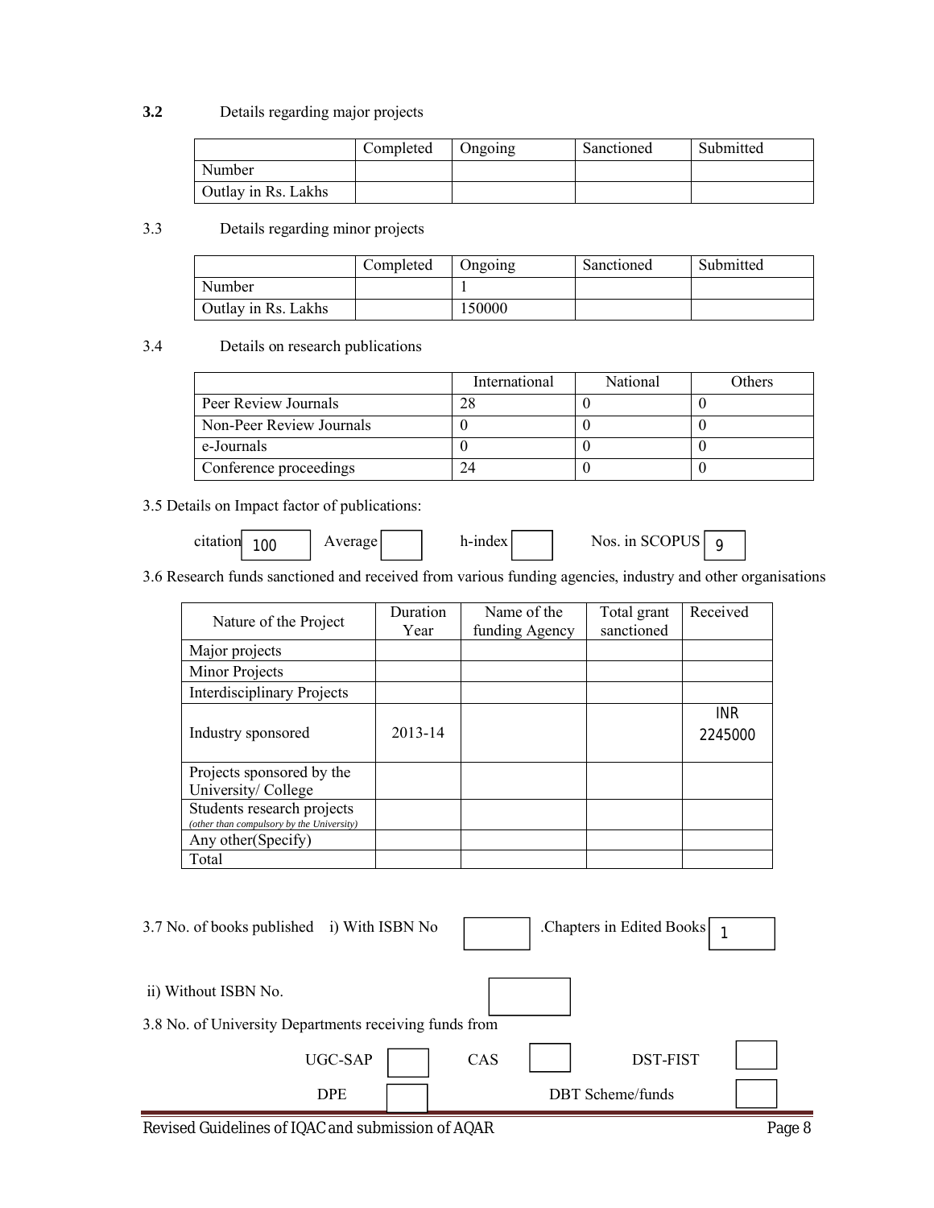**3.2** Details regarding major projects

| | Completed | Ongoing | Sanctioned | Submitted |
|---|---|---|---|---|
| Number | | | | |
| Outlay in Rs. Lakhs | | | | |

3.3 Details regarding minor projects

| | Completed | Ongoing | Sanctioned | Submitted |
|---|---|---|---|---|
| Number | | 1 | | |
| Outlay in Rs. Lakhs | | 150000 | | |

3.4 Details on research publications

| | International | National | Others |
|---|---|---|---|
| Peer Review Journals | 28 | 0 | 0 |
| Non-Peer Review Journals | 0 | 0 | 0 |
| e-Journals | 0 | 0 | 0 |
| Conference proceedings | 24 | 0 | 0 |

3.5 Details on Impact factor of publications:

citation 100 Average h-index Nos. in SCOPUS 9

3.6 Research funds sanctioned and received from various funding agencies, industry and other organisations

| Nature of the Project | Duration Year | Name of the funding Agency | Total grant sanctioned | Received |
|---|---|---|---|---|
| Major projects | | | | |
| Minor Projects | | | | |
| Interdisciplinary Projects | | | | |
| Industry sponsored | 2013-14 | | | INR 2245000 |
| Projects sponsored by the University/ College | | | | |
| Students research projects *(other than compulsory by the University)* | | | | |
| Any other(Specify) | | | | |
| Total | | | | |

3.7 No. of books published i) With ISBN No .Chapters in Edited Books 1

ii) Without ISBN No.

3.8 No. of University Departments receiving funds from

UGC-SAP CAS DST-FIST

DPE DBT Scheme/funds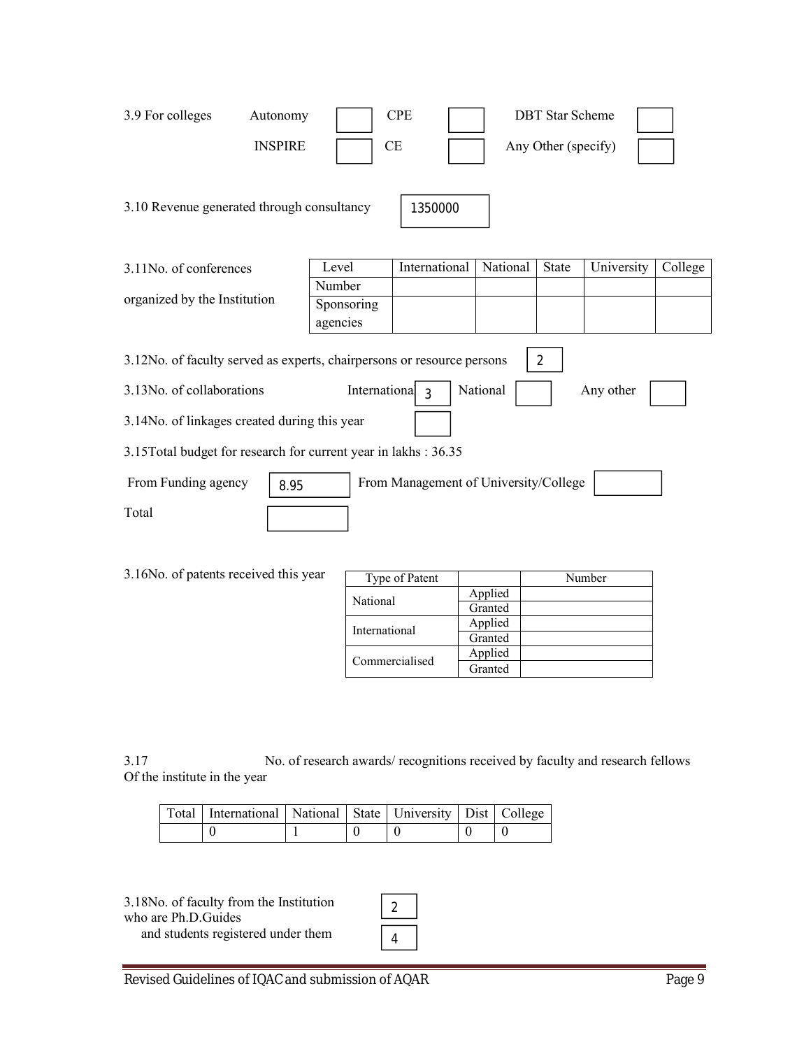3.9 For colleges

| Autonomy | | CPE | | DBT Star Scheme | |
|---|---|---|---|---|---|
| INSPIRE | | CE | | Any Other (specify) | |

3.10 Revenue generated through consultancy: 1350000

3.11 No. of conferences organized by the Institution

| Level | International | National | State | University | College |
|---|---|---|---|---|---|
| Number | | | | | |
| Sponsoring agencies | | | | | |

3.12 No. of faculty served as experts, chairpersons or resource persons: 2

3.13 No. of collaborations — International: 3 — National: — Any other:

3.14 No. of linkages created during this year:

3.15 Total budget for research for current year in lakhs : 36.35

From Funding agency: 8.95 — From Management of University/College:

Total:

3.16 No. of patents received this year

| Type of Patent | | Number |
|---|---|---|
| National | Applied | |
| | Granted | |
| International | Applied | |
| | Granted | |
| Commercialised | Applied | |
| | Granted | |

3.17 No. of research awards/ recognitions received by faculty and research fellows Of the institute in the year

| Total | International | National | State | University | Dist | College |
|---|---|---|---|---|---|---|
| | 0 | 1 | 0 | 0 | 0 | 0 |

3.18 No. of faculty from the Institution who are Ph.D. Guides: 2

and students registered under them: 4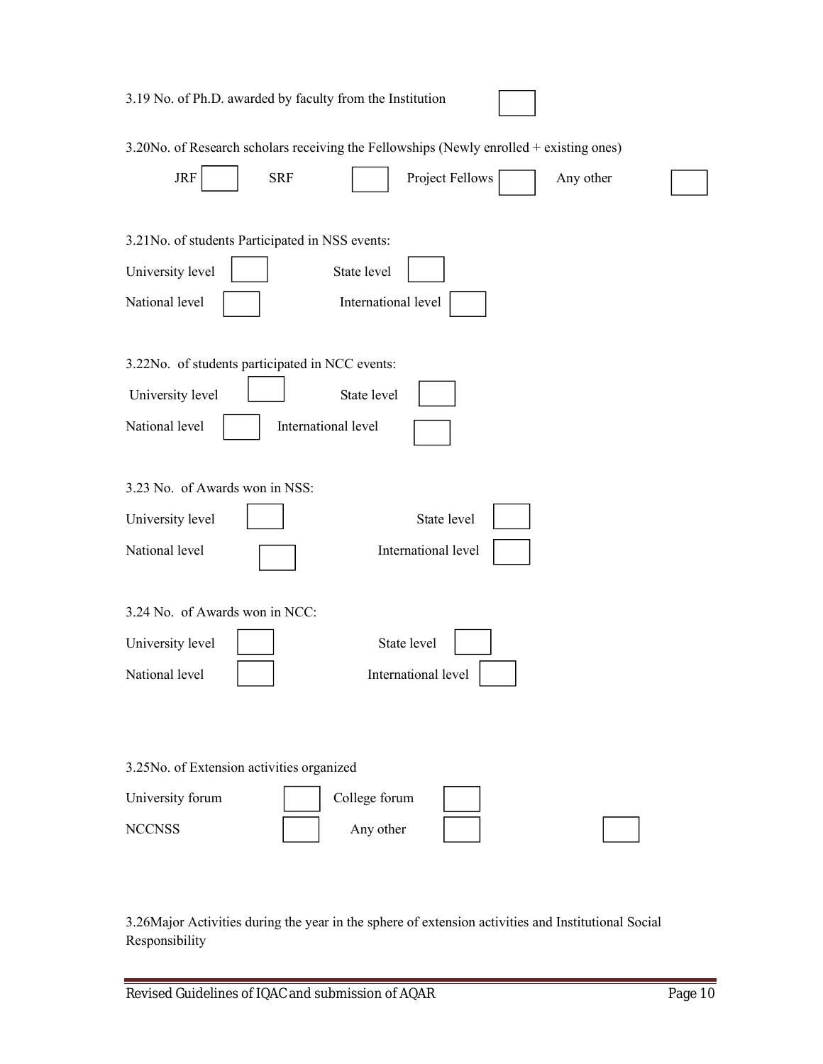3.19 No. of Ph.D. awarded by faculty from the Institution

3.20No. of Research scholars receiving the Fellowships (Newly enrolled + existing ones)

JRF SRF Project Fellows Any other

3.21No. of students Participated in NSS events:

University level State level

National level International level

3.22No. of students participated in NCC events:

University level State level

National level International level

3.23 No. of Awards won in NSS:

University level State level

National level International level

3.24 No. of Awards won in NCC:

University level State level

National level International level

3.25No. of Extension activities organized

University forum College forum

NCCNSS Any other

3.26Major Activities during the year in the sphere of extension activities and Institutional Social Responsibility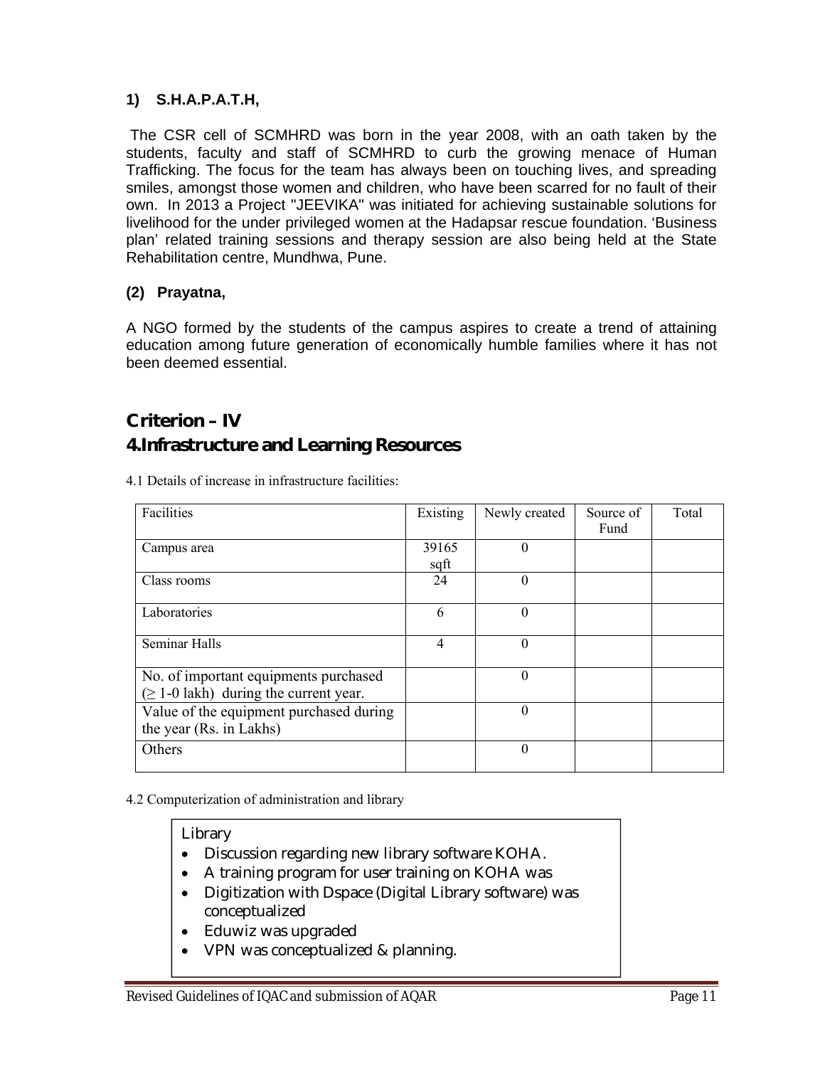### 1) S.H.A.P.A.T.H,

The CSR cell of SCMHRD was born in the year 2008, with an oath taken by the students, faculty and staff of SCMHRD to curb the growing menace of Human Trafficking. The focus for the team has always been on touching lives, and spreading smiles, amongst those women and children, who have been scarred for no fault of their own. In 2013 a Project "JEEVIKA" was initiated for achieving sustainable solutions for livelihood for the under privileged women at the Hadapsar rescue foundation. 'Business plan' related training sessions and therapy session are also being held at the State Rehabilitation centre, Mundhwa, Pune.

### (2) Prayatna,

A NGO formed by the students of the campus aspires to create a trend of attaining education among future generation of economically humble families where it has not been deemed essential.

## Criterion – IV

## 4.Infrastructure and Learning Resources

4.1 Details of increase in infrastructure facilities:

| Facilities | Existing | Newly created | Source of Fund | Total |
|---|---|---|---|---|
| Campus area | 39165 sqft | 0 | | |
| Class rooms | 24 | 0 | | |
| Laboratories | 6 | 0 | | |
| Seminar Halls | 4 | 0 | | |
| No. of important equipments purchased (≥ 1-0 lakh) during the current year. | | 0 | | |
| Value of the equipment purchased during the year (Rs. in Lakhs) | | 0 | | |
| Others | | 0 | | |

4.2 Computerization of administration and library

Library

- Discussion regarding new library software KOHA.
- A training program for user training on KOHA was
- Digitization with Dspace (Digital Library software) was conceptualized
- Eduwiz was upgraded
- VPN was conceptualized & planning.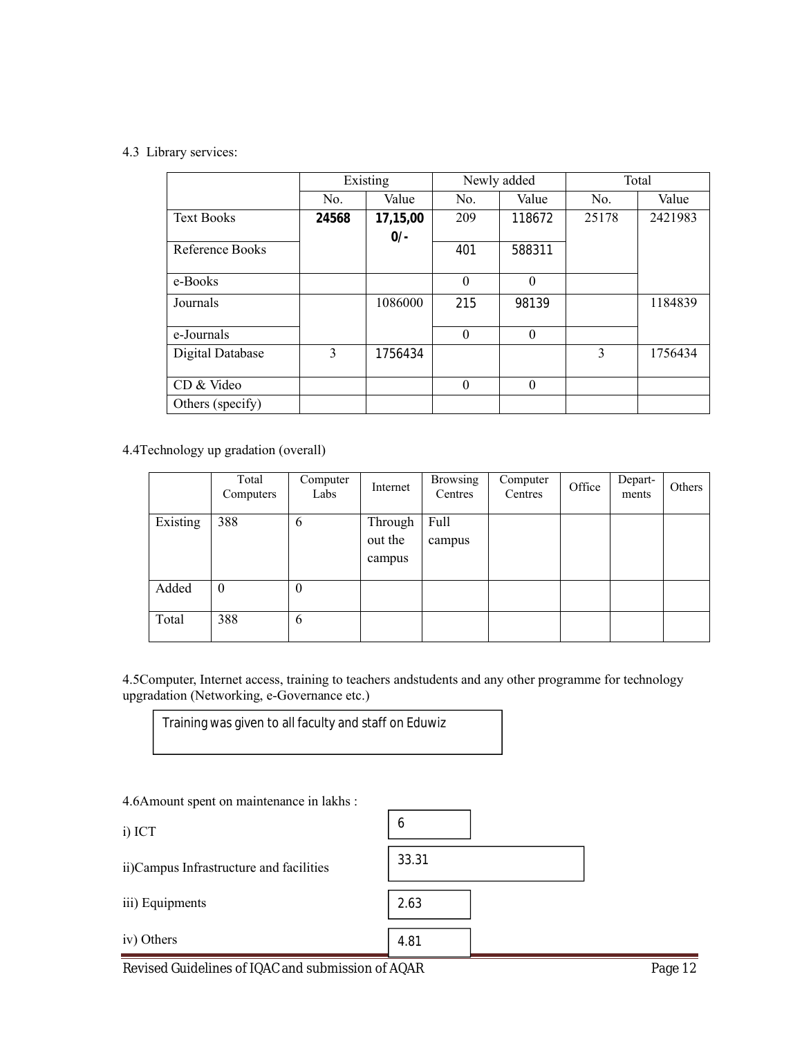4.3 Library services:

| | Existing | | Newly added | | Total | |
|---|---|---|---|---|---|---|
| | No. | Value | No. | Value | No. | Value |
| Text Books | **24568** | **17,15,000/-** | 209 | 118672 | 25178 | 2421983 |
| Reference Books | | | 401 | 588311 | | |
| e-Books | | | 0 | 0 | | |
| Journals | | 1086000 | 215 | 98139 | | 1184839 |
| e-Journals | | | 0 | 0 | | |
| Digital Database | 3 | 1756434 | | | 3 | 1756434 |
| CD & Video | | | 0 | 0 | | |
| Others (specify) | | | | | | |

4.4Technology up gradation (overall)

| | Total Computers | Computer Labs | Internet | Browsing Centres | Computer Centres | Office | Depart-ments | Others |
|---|---|---|---|---|---|---|---|---|
| Existing | 388 | 6 | Through out the campus | Full campus | | | | |
| Added | 0 | 0 | | | | | | |
| Total | 388 | 6 | | | | | | |

4.5Computer, Internet access, training to teachers andstudents and any other programme for technology upgradation (Networking, e-Governance etc.)

Training was given to all faculty and staff on Eduwiz

4.6Amount spent on maintenance in lakhs :

i) ICT: 6

ii)Campus Infrastructure and facilities: 33.31

iii) Equipments: 2.63

iv) Others: 4.81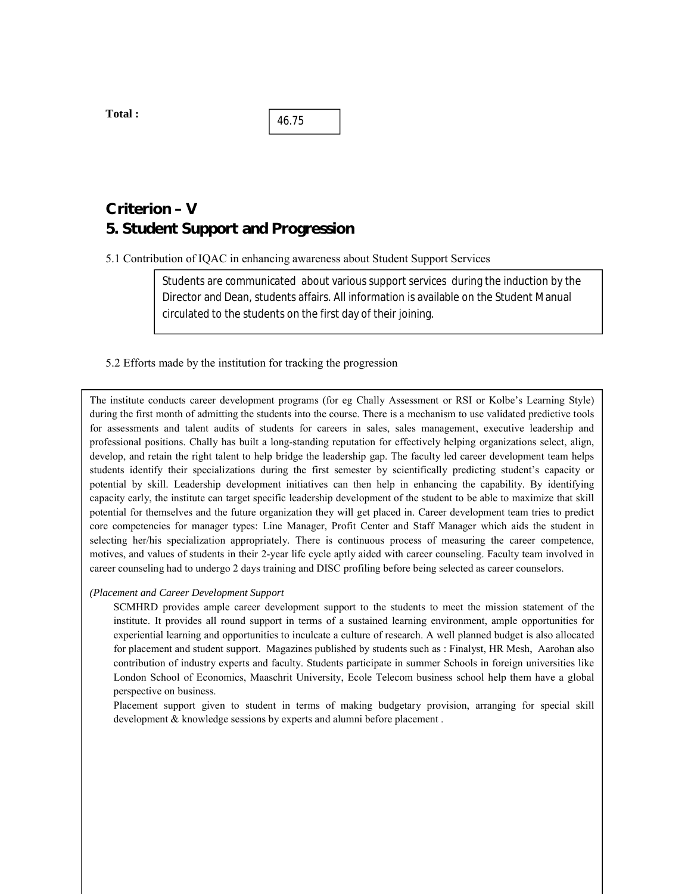**Total :** 46.75

# Criterion – V

## 5. Student Support and Progression

5.1 Contribution of IQAC in enhancing awareness about Student Support Services

Students are communicated about various support services during the induction by the Director and Dean, students affairs. All information is available on the Student Manual circulated to the students on the first day of their joining.

5.2 Efforts made by the institution for tracking the progression

The institute conducts career development programs (for eg Chally Assessment or RSI or Kolbe's Learning Style) during the first month of admitting the students into the course. There is a mechanism to use validated predictive tools for assessments and talent audits of students for careers in sales, sales management, executive leadership and professional positions. Chally has built a long-standing reputation for effectively helping organizations select, align, develop, and retain the right talent to help bridge the leadership gap. The faculty led career development team helps students identify their specializations during the first semester by scientifically predicting student's capacity or potential by skill. Leadership development initiatives can then help in enhancing the capability. By identifying capacity early, the institute can target specific leadership development of the student to be able to maximize that skill potential for themselves and the future organization they will get placed in. Career development team tries to predict core competencies for manager types: Line Manager, Profit Center and Staff Manager which aids the student in selecting her/his specialization appropriately. There is continuous process of measuring the career competence, motives, and values of students in their 2-year life cycle aptly aided with career counseling. Faculty team involved in career counseling had to undergo 2 days training and DISC profiling before being selected as career counselors.

*(Placement and Career Development Support*

SCMHRD provides ample career development support to the students to meet the mission statement of the institute. It provides all round support in terms of a sustained learning environment, ample opportunities for experiential learning and opportunities to inculcate a culture of research. A well planned budget is also allocated for placement and student support. Magazines published by students such as : Finalyst, HR Mesh, Aarohan also contribution of industry experts and faculty. Students participate in summer Schools in foreign universities like London School of Economics, Maaschrit University, Ecole Telecom business school help them have a global perspective on business.

Placement support given to student in terms of making budgetary provision, arranging for special skill development & knowledge sessions by experts and alumni before placement .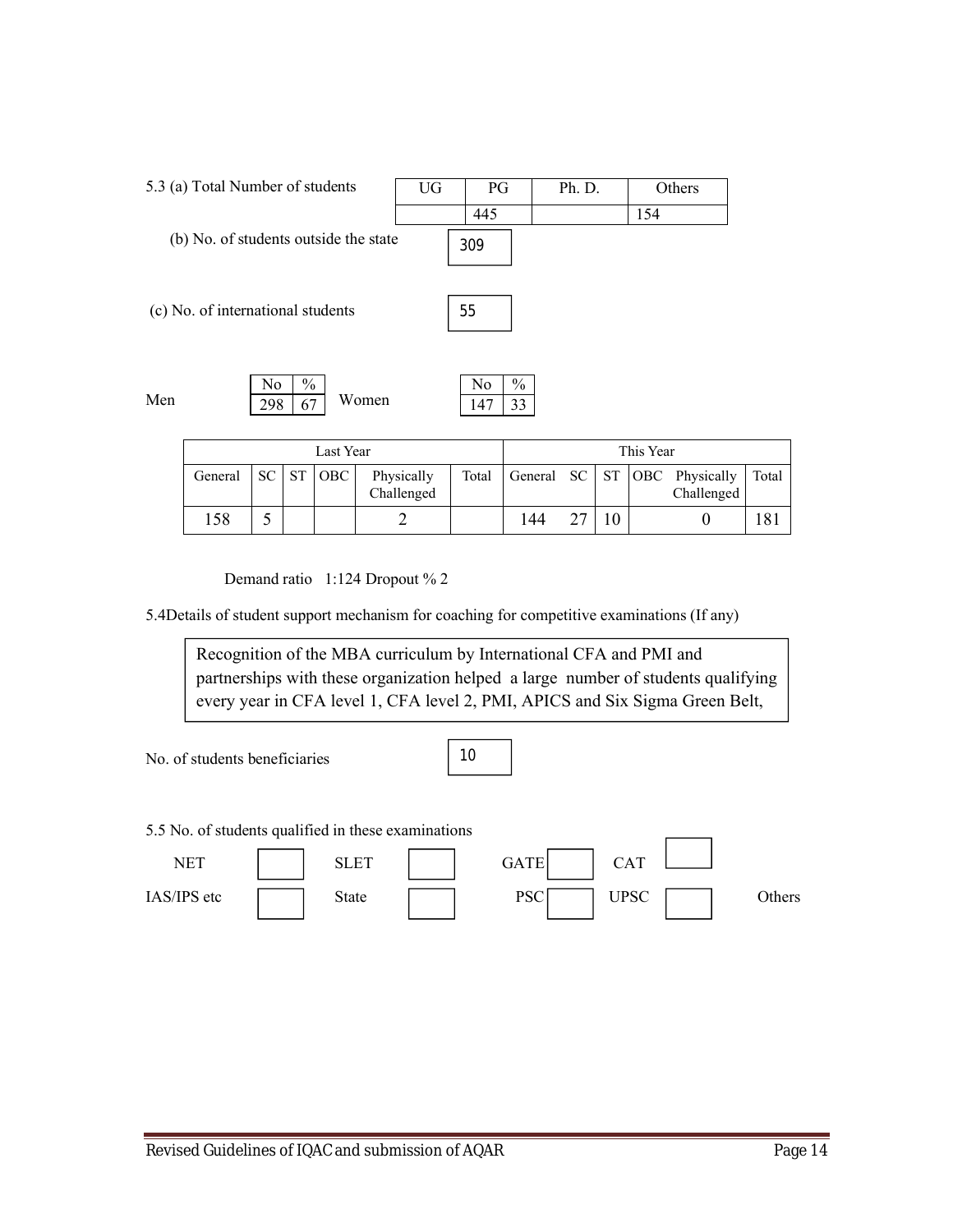5.3 (a) Total Number of students

| UG | PG | Ph. D. | Others |
|---|---|---|---|
| | 445 | | 154 |

(b) No. of students outside the state: 309

(c) No. of international students: 55

| | No | % |
|---|---|---|
| Men | 298 | 67 |
| Women | 147 | 33 |

| Last Year | | | | | | This Year | | | | | |
|---|---|---|---|---|---|---|---|---|---|---|---|
| General | SC | ST | OBC | Physically Challenged | Total | General | SC | ST | OBC | Physically Challenged | Total |
| 158 | 5 | | | 2 | | 144 | 27 | 10 | | 0 | 181 |

Demand ratio 1:124 Dropout % 2

5.4 Details of student support mechanism for coaching for competitive examinations (If any)

Recognition of the MBA curriculum by International CFA and PMI and partnerships with these organization helped a large number of students qualifying every year in CFA level 1, CFA level 2, PMI, APICS and Six Sigma Green Belt,

No. of students beneficiaries: 10

5.5 No. of students qualified in these examinations

| NET | | SLET | | GATE | | CAT | |
|---|---|---|---|---|---|---|---|
| IAS/IPS etc | | State PSC | | UPSC | | Others | |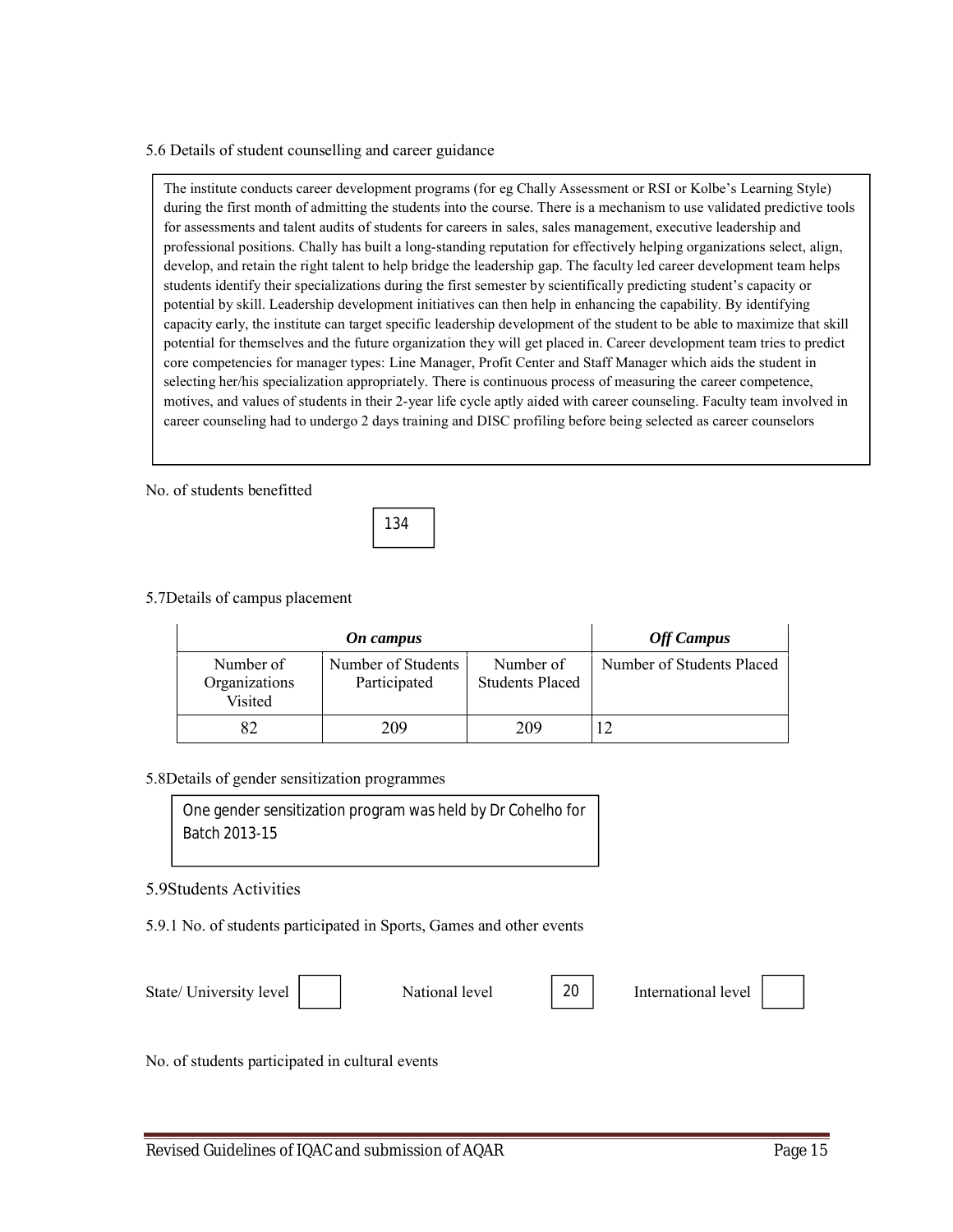5.6 Details of student counselling and career guidance

The institute conducts career development programs (for eg Chally Assessment or RSI or Kolbe's Learning Style) during the first month of admitting the students into the course. There is a mechanism to use validated predictive tools for assessments and talent audits of students for careers in sales, sales management, executive leadership and professional positions. Chally has built a long-standing reputation for effectively helping organizations select, align, develop, and retain the right talent to help bridge the leadership gap. The faculty led career development team helps students identify their specializations during the first semester by scientifically predicting student's capacity or potential by skill. Leadership development initiatives can then help in enhancing the capability. By identifying capacity early, the institute can target specific leadership development of the student to be able to maximize that skill potential for themselves and the future organization they will get placed in. Career development team tries to predict core competencies for manager types: Line Manager, Profit Center and Staff Manager which aids the student in selecting her/his specialization appropriately. There is continuous process of measuring the career competence, motives, and values of students in their 2-year life cycle aptly aided with career counseling. Faculty team involved in career counseling had to undergo 2 days training and DISC profiling before being selected as career counselors

No. of students benefitted

134

5.7Details of campus placement

| *On campus* | | | *Off Campus* |
|---|---|---|---|
| Number of Organizations Visited | Number of Students Participated | Number of Students Placed | Number of Students Placed |
| 82 | 209 | 209 | 12 |

5.8Details of gender sensitization programmes

One gender sensitization program was held by Dr Cohelho for Batch 2013-15

5.9Students Activities

5.9.1 No. of students participated in Sports, Games and other events

State/ University level [ ] National level [20] International level [ ]

No. of students participated in cultural events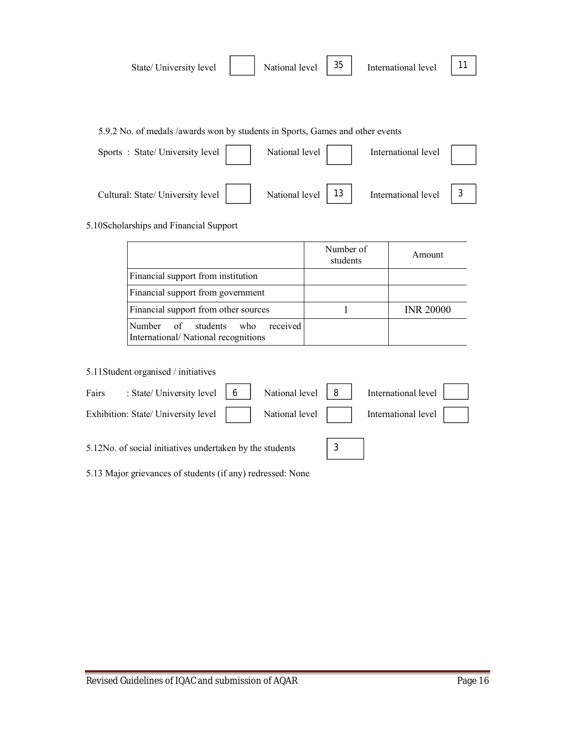| State/ University level | | National level | 35 | International level | 11 |
|---|---|---|---|---|---|

5.9.2 No. of medals /awards won by students in Sports, Games and other events

| | State/ University level | | National level | | International level | |
|---|---|---|---|---|---|---|
| Sports | State/ University level | | National level | | International level | |
| Cultural | State/ University level | | National level | 13 | International level | 3 |

5.10 Scholarships and Financial Support

| | Number of students | Amount |
|---|---|---|
| Financial support from institution | | |
| Financial support from government | | |
| Financial support from other sources | 1 | INR 20000 |
| Number of students who received International/ National recognitions | | |

5.11 Student organised / initiatives

| | State/ University level | | National level | | International level | |
|---|---|---|---|---|---|---|
| Fairs | State/ University level | 6 | National level | 8 | International level | |
| Exhibition | State/ University level | | National level | | International level | |

5.12 No. of social initiatives undertaken by the students: 3

5.13 Major grievances of students (if any) redressed: None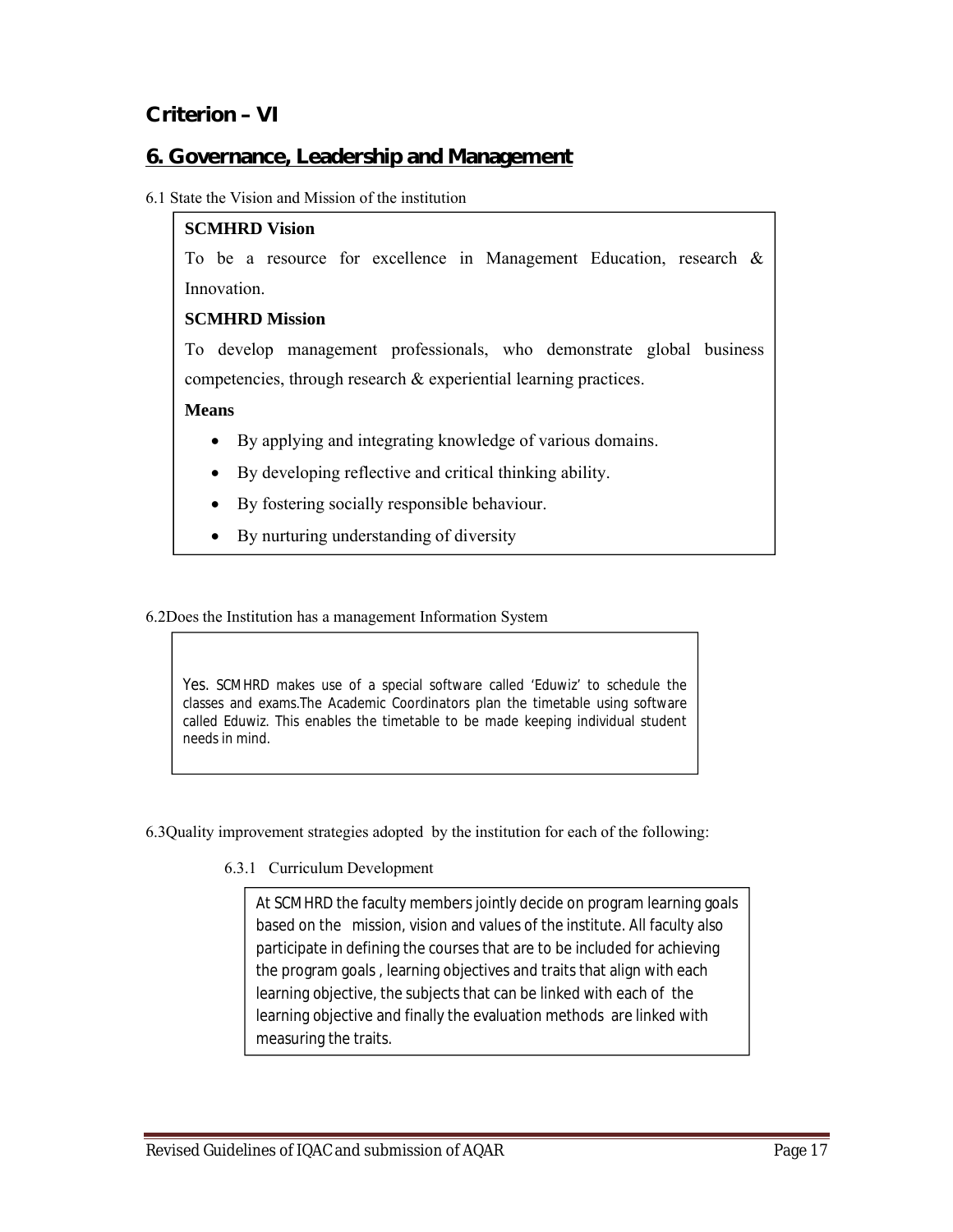## Criterion – VI

## 6. Governance, Leadership and Management

6.1 State the Vision and Mission of the institution

**SCMHRD Vision**

To be a resource for excellence in Management Education, research & Innovation.

**SCMHRD Mission**

To develop management professionals, who demonstrate global business competencies, through research & experiential learning practices.

**Means**

- By applying and integrating knowledge of various domains.
- By developing reflective and critical thinking ability.
- By fostering socially responsible behaviour.
- By nurturing understanding of diversity

6.2Does the Institution has a management Information System

Yes. SCMHRD makes use of a special software called 'Eduwiz' to schedule the classes and exams.The Academic Coordinators plan the timetable using software called Eduwiz. This enables the timetable to be made keeping individual student needs in mind.

6.3Quality improvement strategies adopted by the institution for each of the following:

6.3.1 Curriculum Development

At SCMHRD the faculty members jointly decide on program learning goals based on the mission, vision and values of the institute. All faculty also participate in defining the courses that are to be included for achieving the program goals , learning objectives and traits that align with each learning objective, the subjects that can be linked with each of the learning objective and finally the evaluation methods are linked with measuring the traits.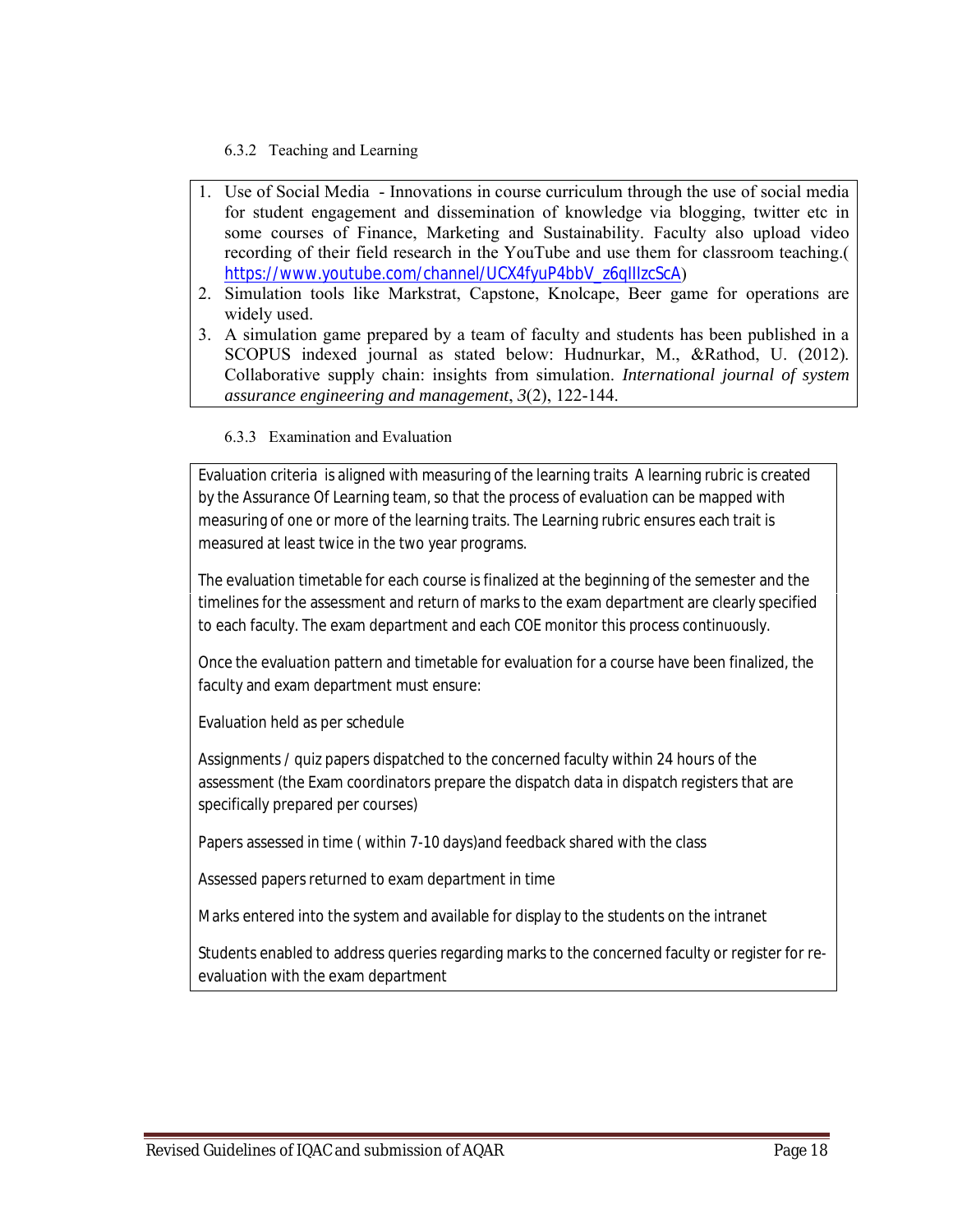### 6.3.2 Teaching and Learning

1. Use of Social Media - Innovations in course curriculum through the use of social media for student engagement and dissemination of knowledge via blogging, twitter etc in some courses of Finance, Marketing and Sustainability. Faculty also upload video recording of their field research in the YouTube and use them for classroom teaching.( https://www.youtube.com/channel/UCX4fyuP4bbV_z6qlIlzcScA)
2. Simulation tools like Markstrat, Capstone, Knolcape, Beer game for operations are widely used.
3. A simulation game prepared by a team of faculty and students has been published in a SCOPUS indexed journal as stated below: Hudnurkar, M., &Rathod, U. (2012). Collaborative supply chain: insights from simulation. *International journal of system assurance engineering and management*, *3*(2), 122-144.

### 6.3.3 Examination and Evaluation

Evaluation criteria is aligned with measuring of the learning traits A learning rubric is created by the Assurance Of Learning team, so that the process of evaluation can be mapped with measuring of one or more of the learning traits. The Learning rubric ensures each trait is measured at least twice in the two year programs.

The evaluation timetable for each course is finalized at the beginning of the semester and the timelines for the assessment and return of marks to the exam department are clearly specified to each faculty. The exam department and each COE monitor this process continuously.

Once the evaluation pattern and timetable for evaluation for a course have been finalized, the faculty and exam department must ensure:

Evaluation held as per schedule

Assignments / quiz papers dispatched to the concerned faculty within 24 hours of the assessment (the Exam coordinators prepare the dispatch data in dispatch registers that are specifically prepared per courses)

Papers assessed in time ( within 7-10 days)and feedback shared with the class

Assessed papers returned to exam department in time

Marks entered into the system and available for display to the students on the intranet

Students enabled to address queries regarding marks to the concerned faculty or register for re-evaluation with the exam department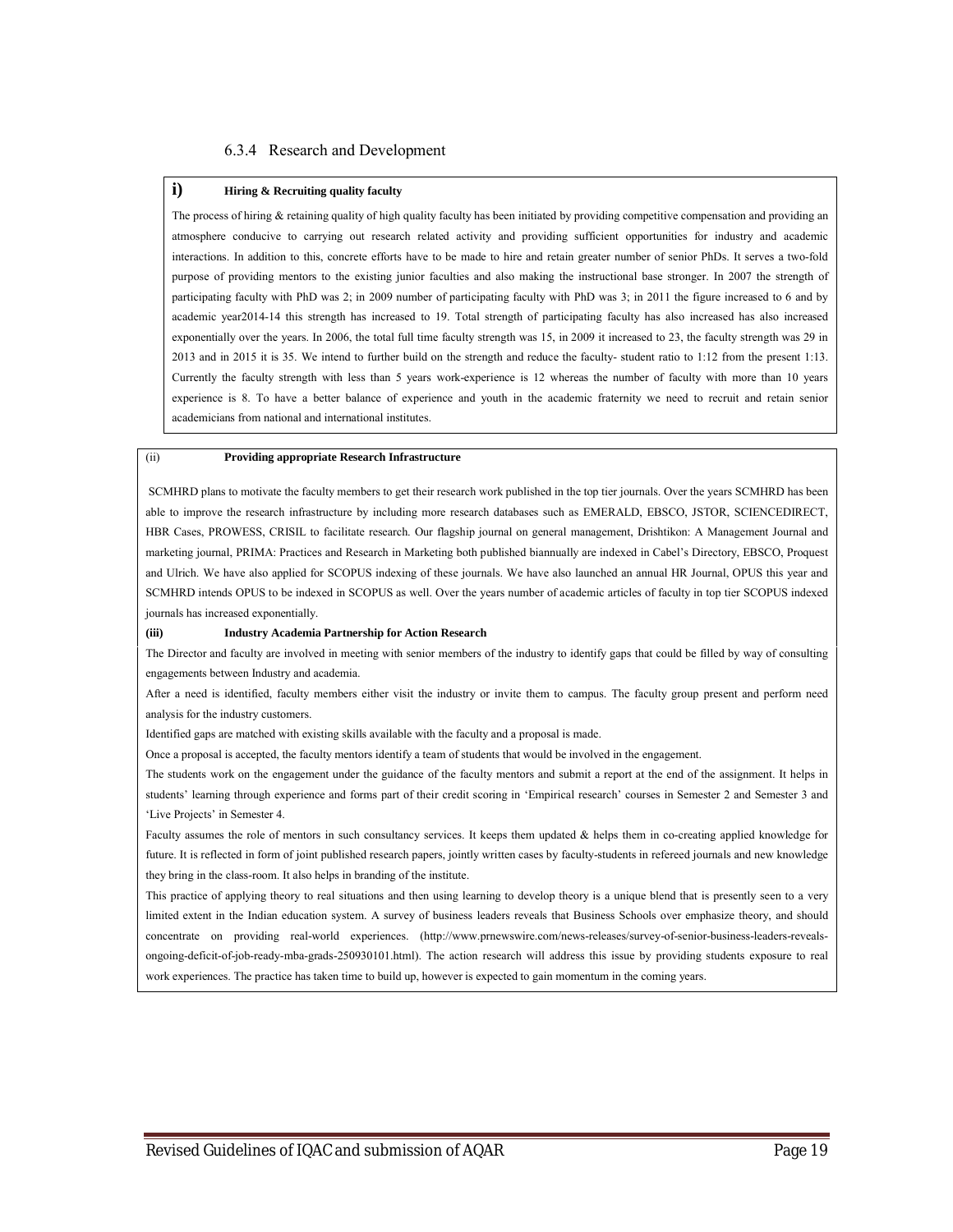### 6.3.4 Research and Development

**i) Hiring & Recruiting quality faculty**

The process of hiring & retaining quality of high quality faculty has been initiated by providing competitive compensation and providing an atmosphere conducive to carrying out research related activity and providing sufficient opportunities for industry and academic interactions. In addition to this, concrete efforts have to be made to hire and retain greater number of senior PhDs. It serves a two-fold purpose of providing mentors to the existing junior faculties and also making the instructional base stronger. In 2007 the strength of participating faculty with PhD was 2; in 2009 number of participating faculty with PhD was 3; in 2011 the figure increased to 6 and by academic year2014-14 this strength has increased to 19. Total strength of participating faculty has also increased has also increased exponentially over the years. In 2006, the total full time faculty strength was 15, in 2009 it increased to 23, the faculty strength was 29 in 2013 and in 2015 it is 35. We intend to further build on the strength and reduce the faculty- student ratio to 1:12 from the present 1:13. Currently the faculty strength with less than 5 years work-experience is 12 whereas the number of faculty with more than 10 years experience is 8. To have a better balance of experience and youth in the academic fraternity we need to recruit and retain senior academicians from national and international institutes.

**(ii) Providing appropriate Research Infrastructure**

SCMHRD plans to motivate the faculty members to get their research work published in the top tier journals. Over the years SCMHRD has been able to improve the research infrastructure by including more research databases such as EMERALD, EBSCO, JSTOR, SCIENCEDIRECT, HBR Cases, PROWESS, CRISIL to facilitate research. Our flagship journal on general management, Drishtikon: A Management Journal and marketing journal, PRIMA: Practices and Research in Marketing both published biannually are indexed in Cabel's Directory, EBSCO, Proquest and Ulrich. We have also applied for SCOPUS indexing of these journals. We have also launched an annual HR Journal, OPUS this year and SCMHRD intends OPUS to be indexed in SCOPUS as well. Over the years number of academic articles of faculty in top tier SCOPUS indexed journals has increased exponentially.

**(iii) Industry Academia Partnership for Action Research**

The Director and faculty are involved in meeting with senior members of the industry to identify gaps that could be filled by way of consulting engagements between Industry and academia.

After a need is identified, faculty members either visit the industry or invite them to campus. The faculty group present and perform need analysis for the industry customers.

Identified gaps are matched with existing skills available with the faculty and a proposal is made.

Once a proposal is accepted, the faculty mentors identify a team of students that would be involved in the engagement.

The students work on the engagement under the guidance of the faculty mentors and submit a report at the end of the assignment. It helps in students' learning through experience and forms part of their credit scoring in 'Empirical research' courses in Semester 2 and Semester 3 and 'Live Projects' in Semester 4.

Faculty assumes the role of mentors in such consultancy services. It keeps them updated & helps them in co-creating applied knowledge for future. It is reflected in form of joint published research papers, jointly written cases by faculty-students in refereed journals and new knowledge they bring in the class-room. It also helps in branding of the institute.

This practice of applying theory to real situations and then using learning to develop theory is a unique blend that is presently seen to a very limited extent in the Indian education system. A survey of business leaders reveals that Business Schools over emphasize theory, and should concentrate on providing real-world experiences. (http://www.prnewswire.com/news-releases/survey-of-senior-business-leaders-reveals-ongoing-deficit-of-job-ready-mba-grads-250930101.html). The action research will address this issue by providing students exposure to real work experiences. The practice has taken time to build up, however is expected to gain momentum in the coming years.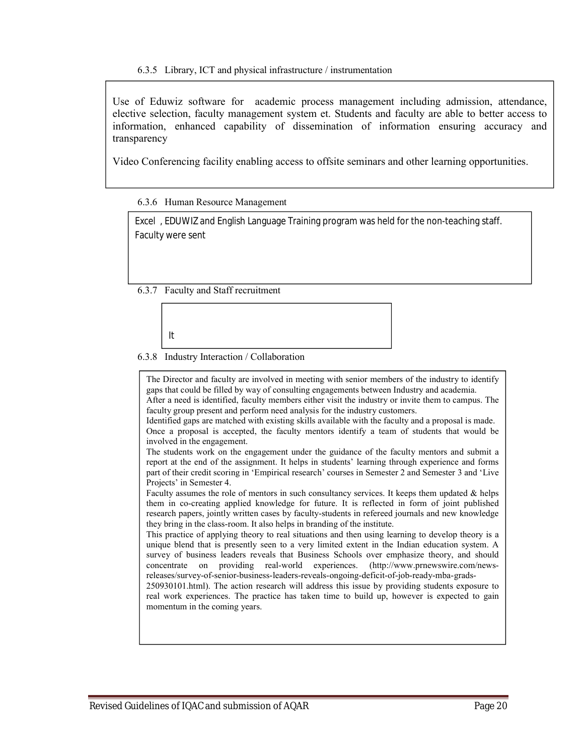6.3.5 Library, ICT and physical infrastructure / instrumentation

Use of Eduwiz software for academic process management including admission, attendance, elective selection, faculty management system et. Students and faculty are able to better access to information, enhanced capability of dissemination of information ensuring accuracy and transparency

Video Conferencing facility enabling access to offsite seminars and other learning opportunities.

6.3.6 Human Resource Management

Excel , EDUWIZ and English Language Training program was held for the non-teaching staff. Faculty were sent

6.3.7 Faculty and Staff recruitment

It

6.3.8 Industry Interaction / Collaboration

The Director and faculty are involved in meeting with senior members of the industry to identify gaps that could be filled by way of consulting engagements between Industry and academia.

After a need is identified, faculty members either visit the industry or invite them to campus. The faculty group present and perform need analysis for the industry customers.

Identified gaps are matched with existing skills available with the faculty and a proposal is made.

Once a proposal is accepted, the faculty mentors identify a team of students that would be involved in the engagement.

The students work on the engagement under the guidance of the faculty mentors and submit a report at the end of the assignment. It helps in students' learning through experience and forms part of their credit scoring in 'Empirical research' courses in Semester 2 and Semester 3 and 'Live Projects' in Semester 4.

Faculty assumes the role of mentors in such consultancy services. It keeps them updated & helps them in co-creating applied knowledge for future. It is reflected in form of joint published research papers, jointly written cases by faculty-students in refereed journals and new knowledge they bring in the class-room. It also helps in branding of the institute.

This practice of applying theory to real situations and then using learning to develop theory is a unique blend that is presently seen to a very limited extent in the Indian education system. A survey of business leaders reveals that Business Schools over emphasize theory, and should concentrate on providing real-world experiences. (http://www.prnewswire.com/news-releases/survey-of-senior-business-leaders-reveals-ongoing-deficit-of-job-ready-mba-grads-250930101.html). The action research will address this issue by providing students exposure to real work experiences. The practice has taken time to build up, however is expected to gain momentum in the coming years.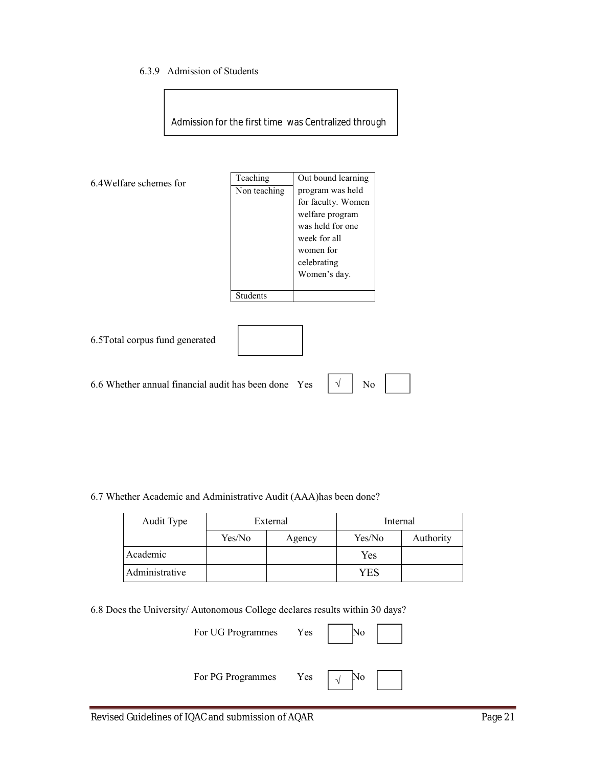6.3.9 Admission of Students

| Admission for the first time was Centralized through |
|---|

6.4 Welfare schemes for

| | |
|---|---|
| Teaching | Out bound learning program was held for faculty. Women welfare program was held for one week for all women for celebrating Women's day. |
| Non teaching | |
| Students | |

6.5 Total corpus fund generated

| |
|---|

6.6 Whether annual financial audit has been done Yes [√] No [ ]

6.7 Whether Academic and Administrative Audit (AAA) has been done?

| Audit Type | External | | Internal | |
|---|---|---|---|---|
| | Yes/No | Agency | Yes/No | Authority |
| Academic | | | Yes | |
| Administrative | | | YES | |

6.8 Does the University/ Autonomous College declares results within 30 days?

For UG Programmes Yes [ ] No [ ]

For PG Programmes Yes [√] No [ ]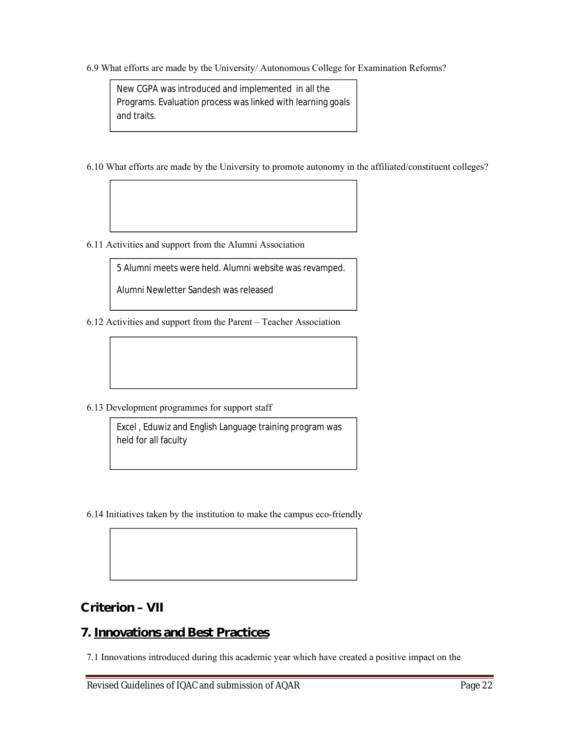6.9 What efforts are made by the University/ Autonomous College for Examination Reforms?

> New CGPA was introduced and implemented in all the Programs. Evaluation process was linked with learning goals and traits.

6.10 What efforts are made by the University to promote autonomy in the affiliated/constituent colleges?

6.11 Activities and support from the Alumni Association

> 5 Alumni meets were held. Alumni website was revamped.
>
> Alumni Newletter Sandesh was released

6.12 Activities and support from the Parent – Teacher Association

6.13 Development programmes for support staff

> Excel , Eduwiz and English Language training program was held for all faculty

6.14 Initiatives taken by the institution to make the campus eco-friendly

## Criterion – VII

## 7. Innovations and Best Practices

7.1 Innovations introduced during this academic year which have created a positive impact on the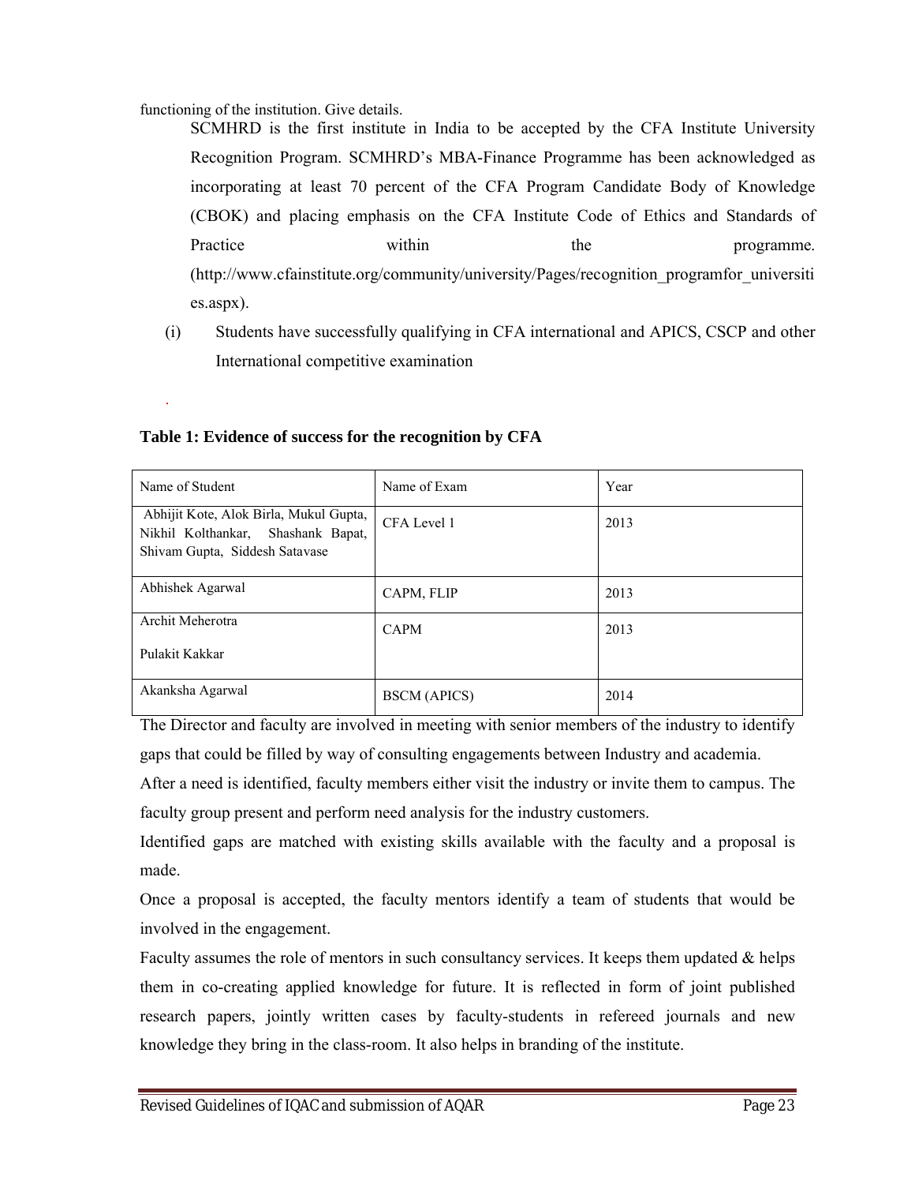functioning of the institution. Give details.

SCMHRD is the first institute in India to be accepted by the CFA Institute University Recognition Program. SCMHRD's MBA-Finance Programme has been acknowledged as incorporating at least 70 percent of the CFA Program Candidate Body of Knowledge (CBOK) and placing emphasis on the CFA Institute Code of Ethics and Standards of Practice within the programme. (http://www.cfainstitute.org/community/university/Pages/recognition_programfor_universities.aspx).

(i) Students have successfully qualifying in CFA international and APICS, CSCP and other International competitive examination

.

**Table 1: Evidence of success for the recognition by CFA**

| Name of Student | Name of Exam | Year |
|---|---|---|
| Abhijit Kote, Alok Birla, Mukul Gupta, Nikhil Kolthankar, Shashank Bapat, Shivam Gupta, Siddesh Satavase | CFA Level 1 | 2013 |
| Abhishek Agarwal | CAPM, FLIP | 2013 |
| Archit Meherotra<br>Pulakit Kakkar | CAPM | 2013 |
| Akanksha Agarwal | BSCM (APICS) | 2014 |

The Director and faculty are involved in meeting with senior members of the industry to identify gaps that could be filled by way of consulting engagements between Industry and academia.

After a need is identified, faculty members either visit the industry or invite them to campus. The faculty group present and perform need analysis for the industry customers.

Identified gaps are matched with existing skills available with the faculty and a proposal is made.

Once a proposal is accepted, the faculty mentors identify a team of students that would be involved in the engagement.

Faculty assumes the role of mentors in such consultancy services. It keeps them updated & helps them in co-creating applied knowledge for future. It is reflected in form of joint published research papers, jointly written cases by faculty-students in refereed journals and new knowledge they bring in the class-room. It also helps in branding of the institute.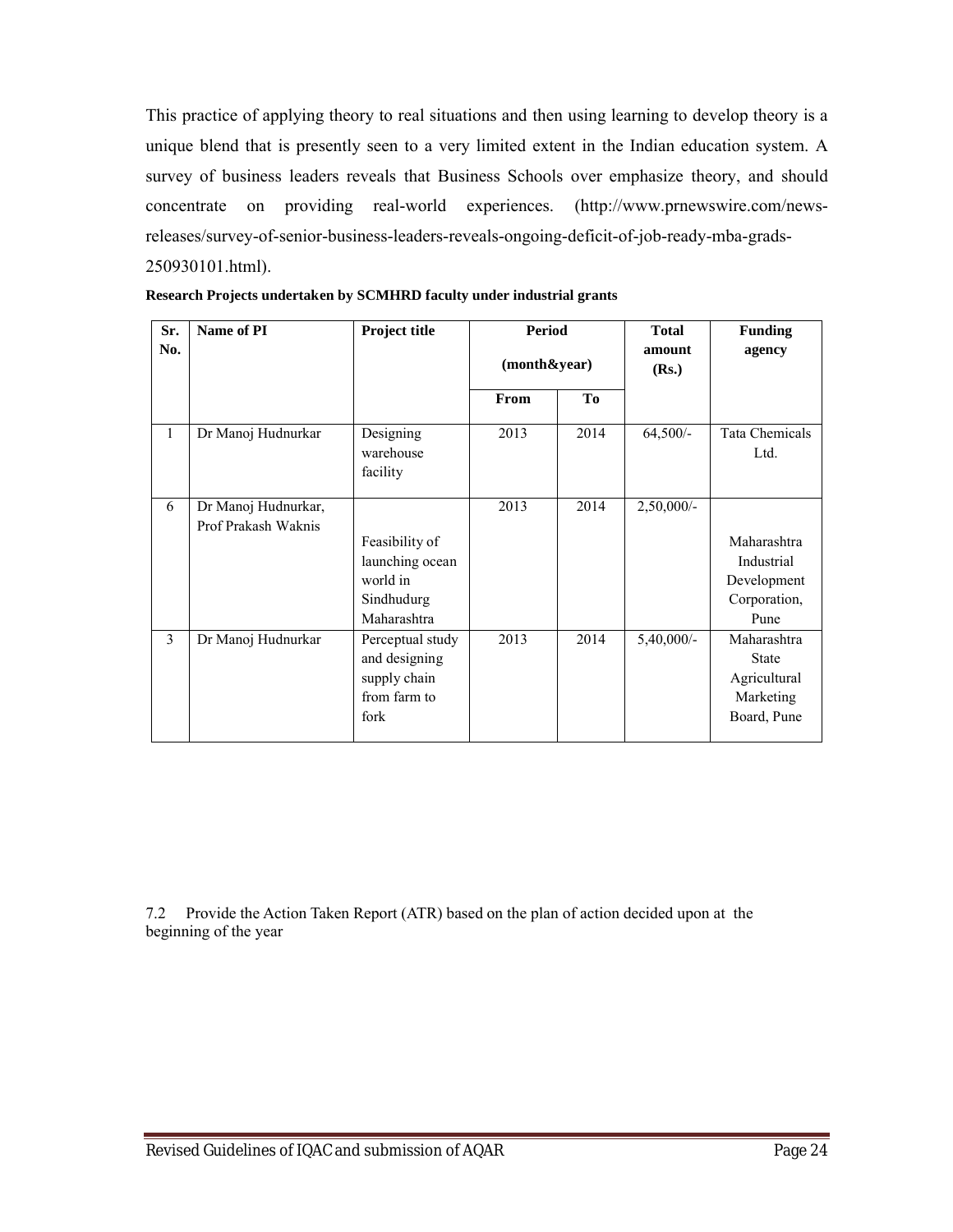This practice of applying theory to real situations and then using learning to develop theory is a unique blend that is presently seen to a very limited extent in the Indian education system. A survey of business leaders reveals that Business Schools over emphasize theory, and should concentrate on providing real-world experiences. (http://www.prnewswire.com/news-releases/survey-of-senior-business-leaders-reveals-ongoing-deficit-of-job-ready-mba-grads-250930101.html).

**Research Projects undertaken by SCMHRD faculty under industrial grants**

| Sr. No. | Name of PI | Project title | Period (month&year) | | Total amount (Rs.) | Funding agency |
|---|---|---|---|---|---|---|
| | | | From | To | | |
| 1 | Dr Manoj Hudnurkar | Designing warehouse facility | 2013 | 2014 | 64,500/- | Tata Chemicals Ltd. |
| 6 | Dr Manoj Hudnurkar, Prof Prakash Waknis | Feasibility of launching ocean world in Sindhudurg Maharashtra | 2013 | 2014 | 2,50,000/- | Maharashtra Industrial Development Corporation, Pune |
| 3 | Dr Manoj Hudnurkar | Perceptual study and designing supply chain from farm to fork | 2013 | 2014 | 5,40,000/- | Maharashtra State Agricultural Marketing Board, Pune |

7.2 Provide the Action Taken Report (ATR) based on the plan of action decided upon at the beginning of the year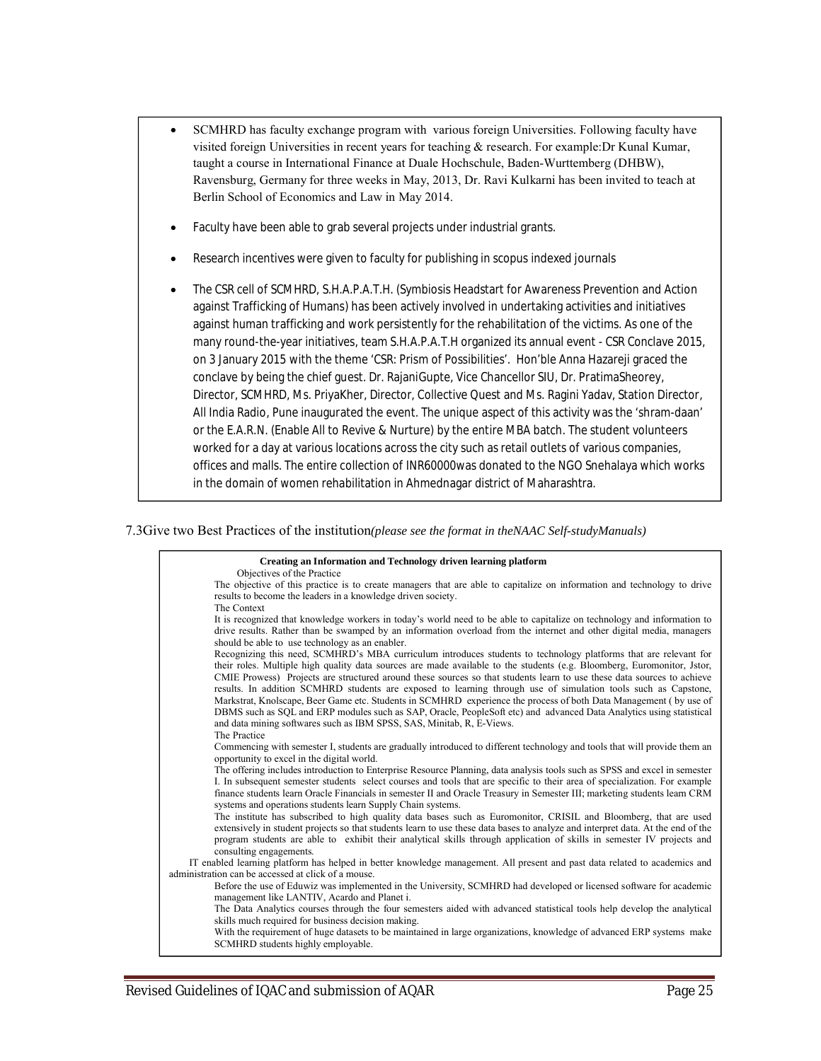- SCMHRD has faculty exchange program with various foreign Universities. Following faculty have visited foreign Universities in recent years for teaching & research. For example:Dr Kunal Kumar, taught a course in International Finance at Duale Hochschule, Baden-Wurttemberg (DHBW), Ravensburg, Germany for three weeks in May, 2013, Dr. Ravi Kulkarni has been invited to teach at Berlin School of Economics and Law in May 2014.
- Faculty have been able to grab several projects under industrial grants.
- Research incentives were given to faculty for publishing in scopus indexed journals
- The CSR cell of SCMHRD, S.H.A.P.A.T.H. (Symbiosis Headstart for Awareness Prevention and Action against Trafficking of Humans) has been actively involved in undertaking activities and initiatives against human trafficking and work persistently for the rehabilitation of the victims. As one of the many round-the-year initiatives, team S.H.A.P.A.T.H organized its annual event - CSR Conclave 2015, on 3 January 2015 with the theme 'CSR: Prism of Possibilities'. Hon'ble Anna Hazareji graced the conclave by being the chief guest. Dr. RajaniGupte, Vice Chancellor SIU, Dr. PratimaSheorey, Director, SCMHRD, Ms. PriyaKher, Director, Collective Quest and Ms. Ragini Yadav, Station Director, All India Radio, Pune inaugurated the event. The unique aspect of this activity was the 'shram-daan' or the E.A.R.N. (Enable All to Revive & Nurture) by the entire MBA batch. The student volunteers worked for a day at various locations across the city such as retail outlets of various companies, offices and malls. The entire collection of INR60000was donated to the NGO Snehalaya which works in the domain of women rehabilitation in Ahmednagar district of Maharashtra.

7.3Give two Best Practices of the institution*(please see the format in theNAAC Self-studyManuals)*

**Creating an Information and Technology driven learning platform**

Objectives of the Practice

The objective of this practice is to create managers that are able to capitalize on information and technology to drive results to become the leaders in a knowledge driven society.

The Context

It is recognized that knowledge workers in today's world need to be able to capitalize on technology and information to drive results. Rather than be swamped by an information overload from the internet and other digital media, managers should be able to use technology as an enabler.

Recognizing this need, SCMHRD's MBA curriculum introduces students to technology platforms that are relevant for their roles. Multiple high quality data sources are made available to the students (e.g. Bloomberg, Euromonitor, Jstor, CMIE Prowess) Projects are structured around these sources so that students learn to use these data sources to achieve results. In addition SCMHRD students are exposed to learning through use of simulation tools such as Capstone, Markstrat, Knolscape, Beer Game etc. Students in SCMHRD experience the process of both Data Management ( by use of DBMS such as SQL and ERP modules such as SAP, Oracle, PeopleSoft etc) and advanced Data Analytics using statistical and data mining softwares such as IBM SPSS, SAS, Minitab, R, E-Views.

The Practice

Commencing with semester I, students are gradually introduced to different technology and tools that will provide them an opportunity to excel in the digital world.

The offering includes introduction to Enterprise Resource Planning, data analysis tools such as SPSS and excel in semester I. In subsequent semester students select courses and tools that are specific to their area of specialization. For example finance students learn Oracle Financials in semester II and Oracle Treasury in Semester III; marketing students learn CRM systems and operations students learn Supply Chain systems.

The institute has subscribed to high quality data bases such as Euromonitor, CRISIL and Bloomberg, that are used extensively in student projects so that students learn to use these data bases to analyze and interpret data. At the end of the program students are able to exhibit their analytical skills through application of skills in semester IV projects and consulting engagements.

IT enabled learning platform has helped in better knowledge management. All present and past data related to academics and administration can be accessed at click of a mouse.

Before the use of Eduwiz was implemented in the University, SCMHRD had developed or licensed software for academic management like LANTIV, Acardo and Planet i.

The Data Analytics courses through the four semesters aided with advanced statistical tools help develop the analytical skills much required for business decision making.

With the requirement of huge datasets to be maintained in large organizations, knowledge of advanced ERP systems make SCMHRD students highly employable.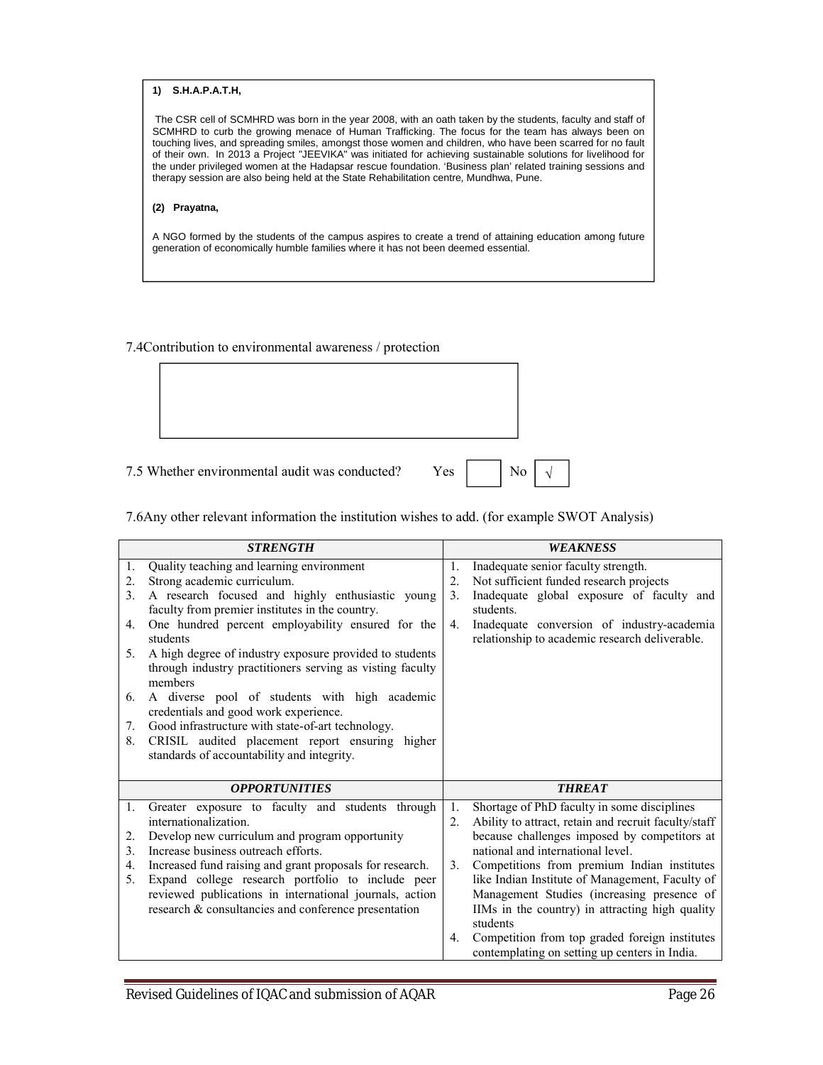**1) S.H.A.P.A.T.H,**

The CSR cell of SCMHRD was born in the year 2008, with an oath taken by the students, faculty and staff of SCMHRD to curb the growing menace of Human Trafficking. The focus for the team has always been on touching lives, and spreading smiles, amongst those women and children, who have been scarred for no fault of their own. In 2013 a Project "JEEVIKA" was initiated for achieving sustainable solutions for livelihood for the under privileged women at the Hadapsar rescue foundation. 'Business plan' related training sessions and therapy session are also being held at the State Rehabilitation centre, Mundhwa, Pune.

**(2) Prayatna,**

A NGO formed by the students of the campus aspires to create a trend of attaining education among future generation of economically humble families where it has not been deemed essential.

7.4Contribution to environmental awareness / protection

7.5 Whether environmental audit was conducted? Yes [ ] No [√]

7.6Any other relevant information the institution wishes to add. (for example SWOT Analysis)

| ***STRENGTH*** | ***WEAKNESS*** |
|---|---|
| 1. Quality teaching and learning environment<br>2. Strong academic curriculum.<br>3. A research focused and highly enthusiastic young faculty from premier institutes in the country.<br>4. One hundred percent employability ensured for the students<br>5. A high degree of industry exposure provided to students through industry practitioners serving as visting faculty members<br>6. A diverse pool of students with high academic credentials and good work experience.<br>7. Good infrastructure with state-of-art technology.<br>8. CRISIL audited placement report ensuring higher standards of accountability and integrity. | 1. Inadequate senior faculty strength.<br>2. Not sufficient funded research projects<br>3. Inadequate global exposure of faculty and students.<br>4. Inadequate conversion of industry-academia relationship to academic research deliverable. |
| ***OPPORTUNITIES*** | ***THREAT*** |
| 1. Greater exposure to faculty and students through internationalization.<br>2. Develop new curriculum and program opportunity<br>3. Increase business outreach efforts.<br>4. Increased fund raising and grant proposals for research.<br>5. Expand college research portfolio to include peer reviewed publications in international journals, action research & consultancies and conference presentation | 1. Shortage of PhD faculty in some disciplines<br>2. Ability to attract, retain and recruit faculty/staff because challenges imposed by competitors at national and international level.<br>3. Competitions from premium Indian institutes like Indian Institute of Management, Faculty of Management Studies (increasing presence of IIMs in the country) in attracting high quality students<br>4. Competition from top graded foreign institutes contemplating on setting up centers in India. |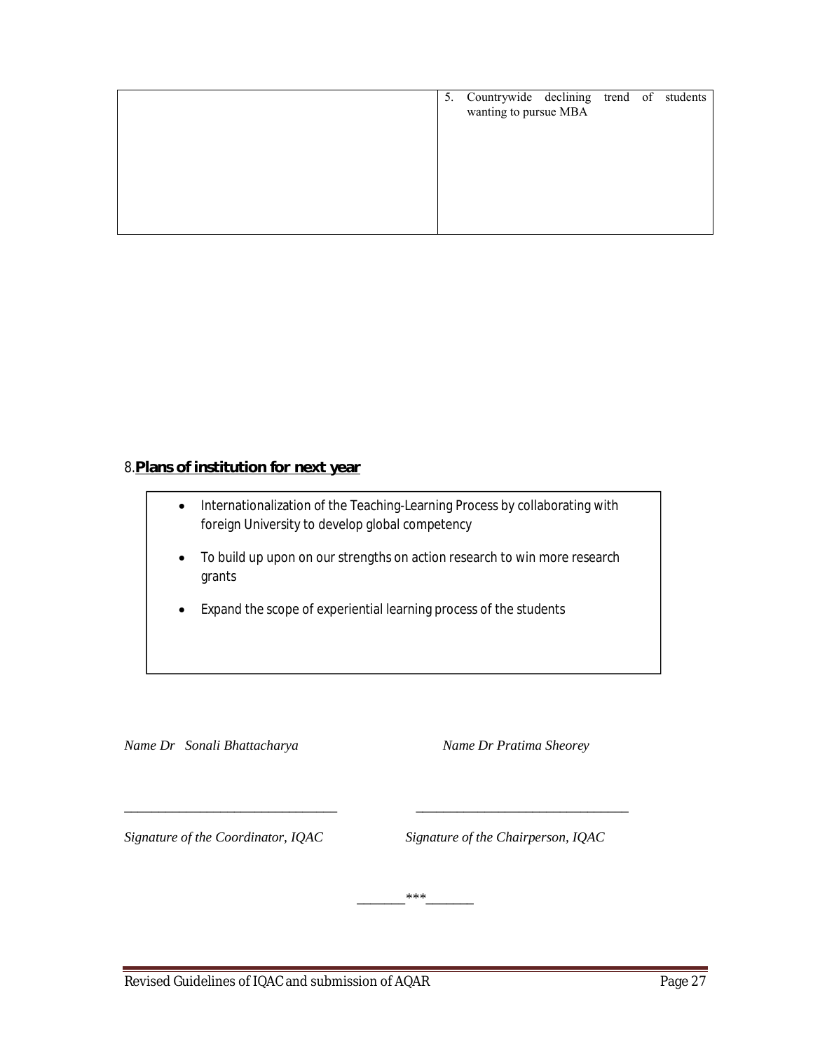| | 5. Countrywide declining trend of students wanting to pursue MBA |
|---|---|

## 8. Plans of institution for next year

- Internationalization of the Teaching-Learning Process by collaborating with foreign University to develop global competency
- To build up upon on our strengths on action research to win more research grants
- Expand the scope of experiential learning process of the students

*Name Dr Sonali Bhattacharya* *Name Dr Pratima Sheorey*

_______________________________ _______________________________

*Signature of the Coordinator, IQAC* *Signature of the Chairperson, IQAC*

_______***_______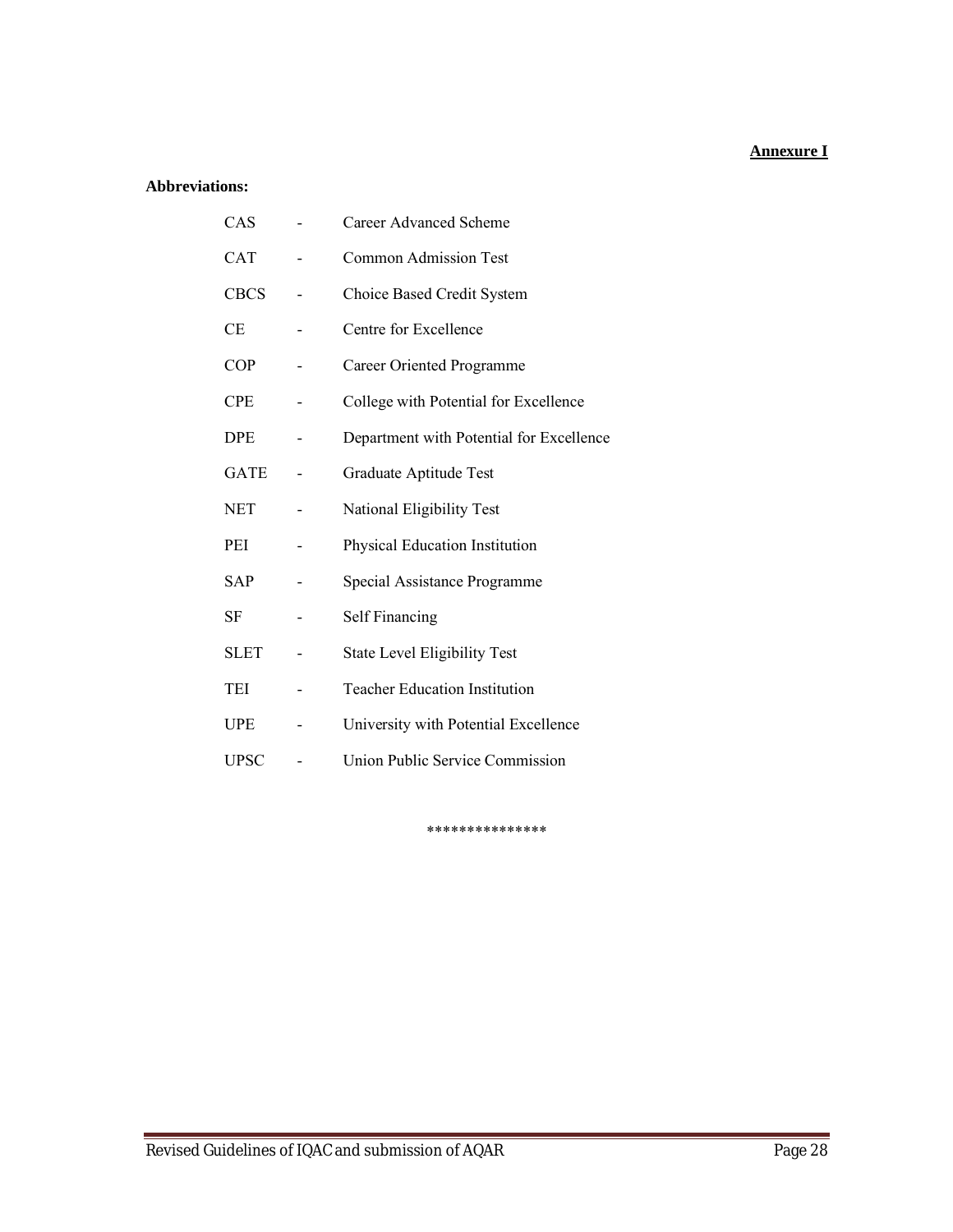**Annexure I**

**Abbreviations:**

| | | |
|---|---|---|
| CAS | - | Career Advanced Scheme |
| CAT | - | Common Admission Test |
| CBCS | - | Choice Based Credit System |
| CE | - | Centre for Excellence |
| COP | - | Career Oriented Programme |
| CPE | - | College with Potential for Excellence |
| DPE | - | Department with Potential for Excellence |
| GATE | - | Graduate Aptitude Test |
| NET | - | National Eligibility Test |
| PEI | - | Physical Education Institution |
| SAP | - | Special Assistance Programme |
| SF | - | Self Financing |
| SLET | - | State Level Eligibility Test |
| TEI | - | Teacher Education Institution |
| UPE | - | University with Potential Excellence |
| UPSC | - | Union Public Service Commission |

***************